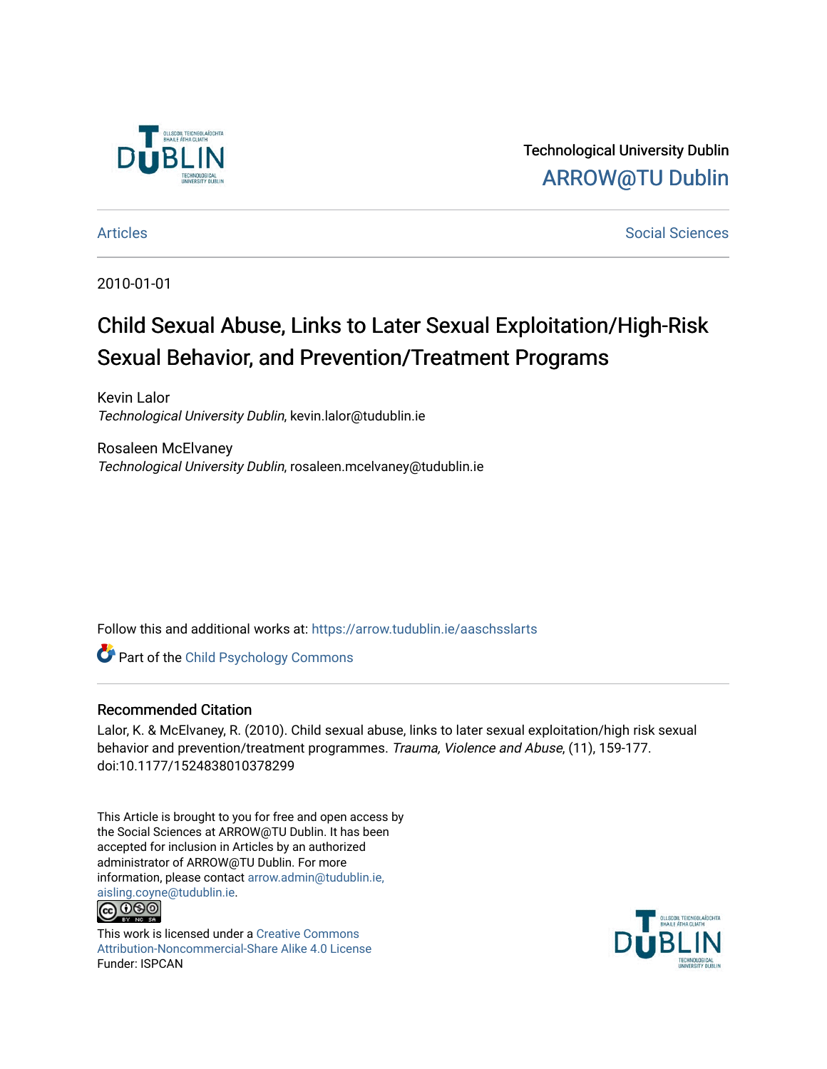Technological University Dublin

ARROW@TU Dublin

Articles | Social Sciences

2010-01-01

# Child Sexual Abuse, Links to Later Sexual Exploitation/High-Risk Sexual Behavior, and Prevention/Treatment Programs

Kevin Lalor
*Technological University Dublin*, kevin.lalor@tudublin.ie

Rosaleen McElvaney
*Technological University Dublin*, rosaleen.mcelvaney@tudublin.ie

Follow this and additional works at: https://arrow.tudublin.ie/aaschsslarts

Part of the Child Psychology Commons

## Recommended Citation

Lalor, K. & McElvaney, R. (2010). Child sexual abuse, links to later sexual exploitation/high risk sexual behavior and prevention/treatment programmes. *Trauma, Violence and Abuse*, (11), 159-177. doi:10.1177/1524838010378299

This Article is brought to you for free and open access by the Social Sciences at ARROW@TU Dublin. It has been accepted for inclusion in Articles by an authorized administrator of ARROW@TU Dublin. For more information, please contact arrow.admin@tudublin.ie, aisling.coyne@tudublin.ie.

This work is licensed under a Creative Commons Attribution-Noncommercial-Share Alike 4.0 License
Funder: ISPCAN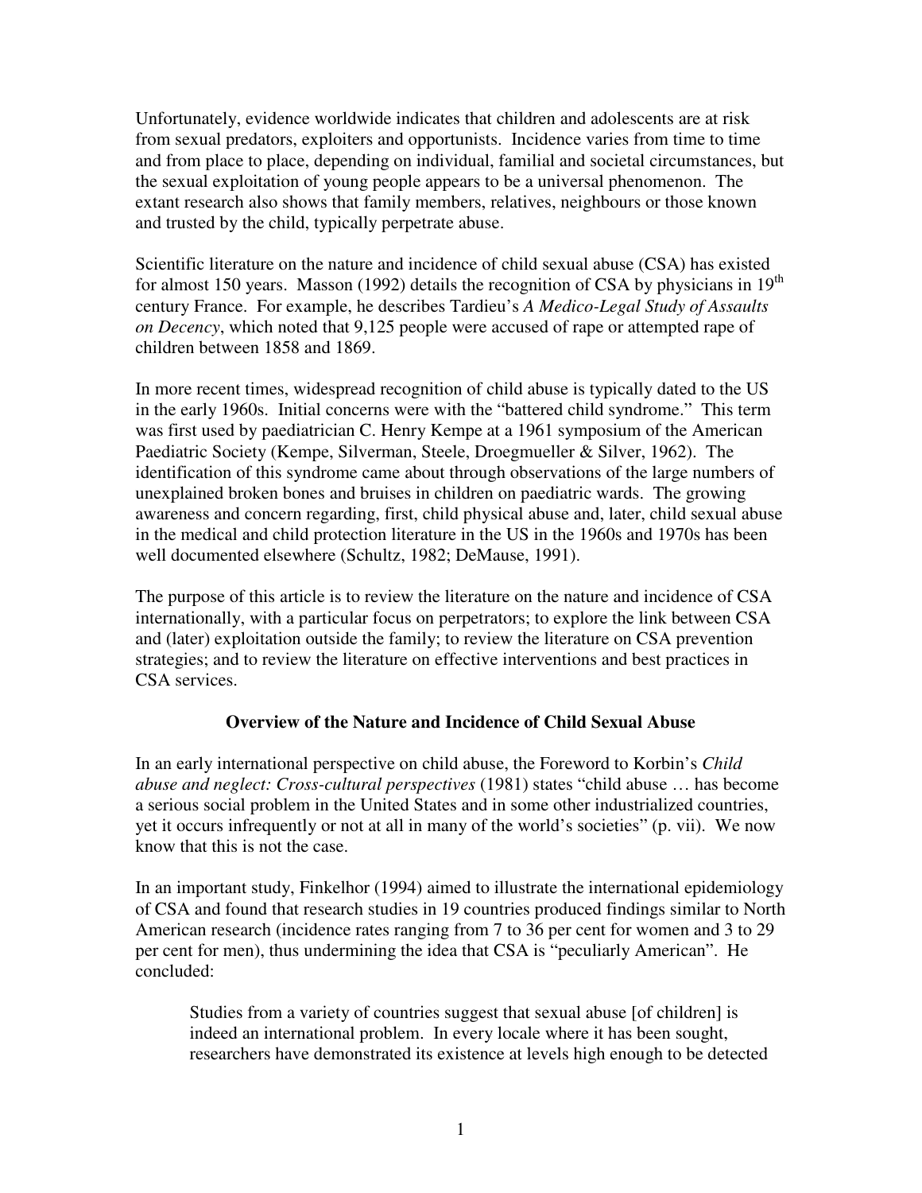Unfortunately, evidence worldwide indicates that children and adolescents are at risk from sexual predators, exploiters and opportunists. Incidence varies from time to time and from place to place, depending on individual, familial and societal circumstances, but the sexual exploitation of young people appears to be a universal phenomenon. The extant research also shows that family members, relatives, neighbours or those known and trusted by the child, typically perpetrate abuse.

Scientific literature on the nature and incidence of child sexual abuse (CSA) has existed for almost 150 years. Masson (1992) details the recognition of CSA by physicians in 19th century France. For example, he describes Tardieu's *A Medico-Legal Study of Assaults on Decency*, which noted that 9,125 people were accused of rape or attempted rape of children between 1858 and 1869.

In more recent times, widespread recognition of child abuse is typically dated to the US in the early 1960s. Initial concerns were with the "battered child syndrome." This term was first used by paediatrician C. Henry Kempe at a 1961 symposium of the American Paediatric Society (Kempe, Silverman, Steele, Droegmueller & Silver, 1962). The identification of this syndrome came about through observations of the large numbers of unexplained broken bones and bruises in children on paediatric wards. The growing awareness and concern regarding, first, child physical abuse and, later, child sexual abuse in the medical and child protection literature in the US in the 1960s and 1970s has been well documented elsewhere (Schultz, 1982; DeMause, 1991).

The purpose of this article is to review the literature on the nature and incidence of CSA internationally, with a particular focus on perpetrators; to explore the link between CSA and (later) exploitation outside the family; to review the literature on CSA prevention strategies; and to review the literature on effective interventions and best practices in CSA services.

## Overview of the Nature and Incidence of Child Sexual Abuse

In an early international perspective on child abuse, the Foreword to Korbin's *Child abuse and neglect: Cross-cultural perspectives* (1981) states "child abuse … has become a serious social problem in the United States and in some other industrialized countries, yet it occurs infrequently or not at all in many of the world's societies" (p. vii). We now know that this is not the case.

In an important study, Finkelhor (1994) aimed to illustrate the international epidemiology of CSA and found that research studies in 19 countries produced findings similar to North American research (incidence rates ranging from 7 to 36 per cent for women and 3 to 29 per cent for men), thus undermining the idea that CSA is "peculiarly American". He concluded:

> Studies from a variety of countries suggest that sexual abuse [of children] is indeed an international problem. In every locale where it has been sought, researchers have demonstrated its existence at levels high enough to be detected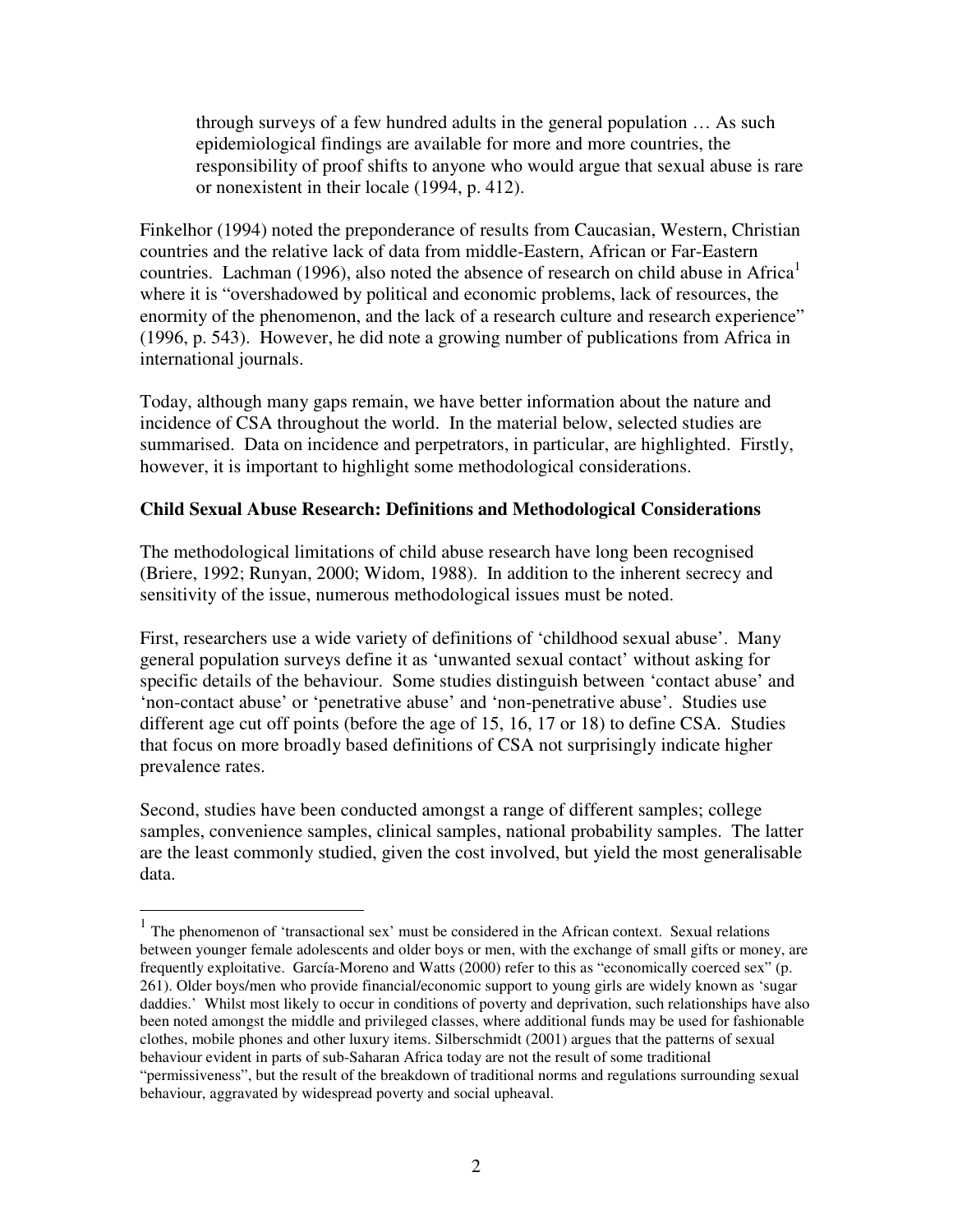> through surveys of a few hundred adults in the general population … As such epidemiological findings are available for more and more countries, the responsibility of proof shifts to anyone who would argue that sexual abuse is rare or nonexistent in their locale (1994, p. 412).

Finkelhor (1994) noted the preponderance of results from Caucasian, Western, Christian countries and the relative lack of data from middle-Eastern, African or Far-Eastern countries. Lachman (1996), also noted the absence of research on child abuse in Africa[1] where it is "overshadowed by political and economic problems, lack of resources, the enormity of the phenomenon, and the lack of a research culture and research experience" (1996, p. 543). However, he did note a growing number of publications from Africa in international journals.

Today, although many gaps remain, we have better information about the nature and incidence of CSA throughout the world. In the material below, selected studies are summarised. Data on incidence and perpetrators, in particular, are highlighted. Firstly, however, it is important to highlight some methodological considerations.

**Child Sexual Abuse Research: Definitions and Methodological Considerations**

The methodological limitations of child abuse research have long been recognised (Briere, 1992; Runyan, 2000; Widom, 1988). In addition to the inherent secrecy and sensitivity of the issue, numerous methodological issues must be noted.

First, researchers use a wide variety of definitions of 'childhood sexual abuse'. Many general population surveys define it as 'unwanted sexual contact' without asking for specific details of the behaviour. Some studies distinguish between 'contact abuse' and 'non-contact abuse' or 'penetrative abuse' and 'non-penetrative abuse'. Studies use different age cut off points (before the age of 15, 16, 17 or 18) to define CSA. Studies that focus on more broadly based definitions of CSA not surprisingly indicate higher prevalence rates.

Second, studies have been conducted amongst a range of different samples; college samples, convenience samples, clinical samples, national probability samples. The latter are the least commonly studied, given the cost involved, but yield the most generalisable data.

---

[1] The phenomenon of 'transactional sex' must be considered in the African context. Sexual relations between younger female adolescents and older boys or men, with the exchange of small gifts or money, are frequently exploitative. García-Moreno and Watts (2000) refer to this as "economically coerced sex" (p. 261). Older boys/men who provide financial/economic support to young girls are widely known as 'sugar daddies.' Whilst most likely to occur in conditions of poverty and deprivation, such relationships have also been noted amongst the middle and privileged classes, where additional funds may be used for fashionable clothes, mobile phones and other luxury items. Silberschmidt (2001) argues that the patterns of sexual behaviour evident in parts of sub-Saharan Africa today are not the result of some traditional "permissiveness", but the result of the breakdown of traditional norms and regulations surrounding sexual behaviour, aggravated by widespread poverty and social upheaval.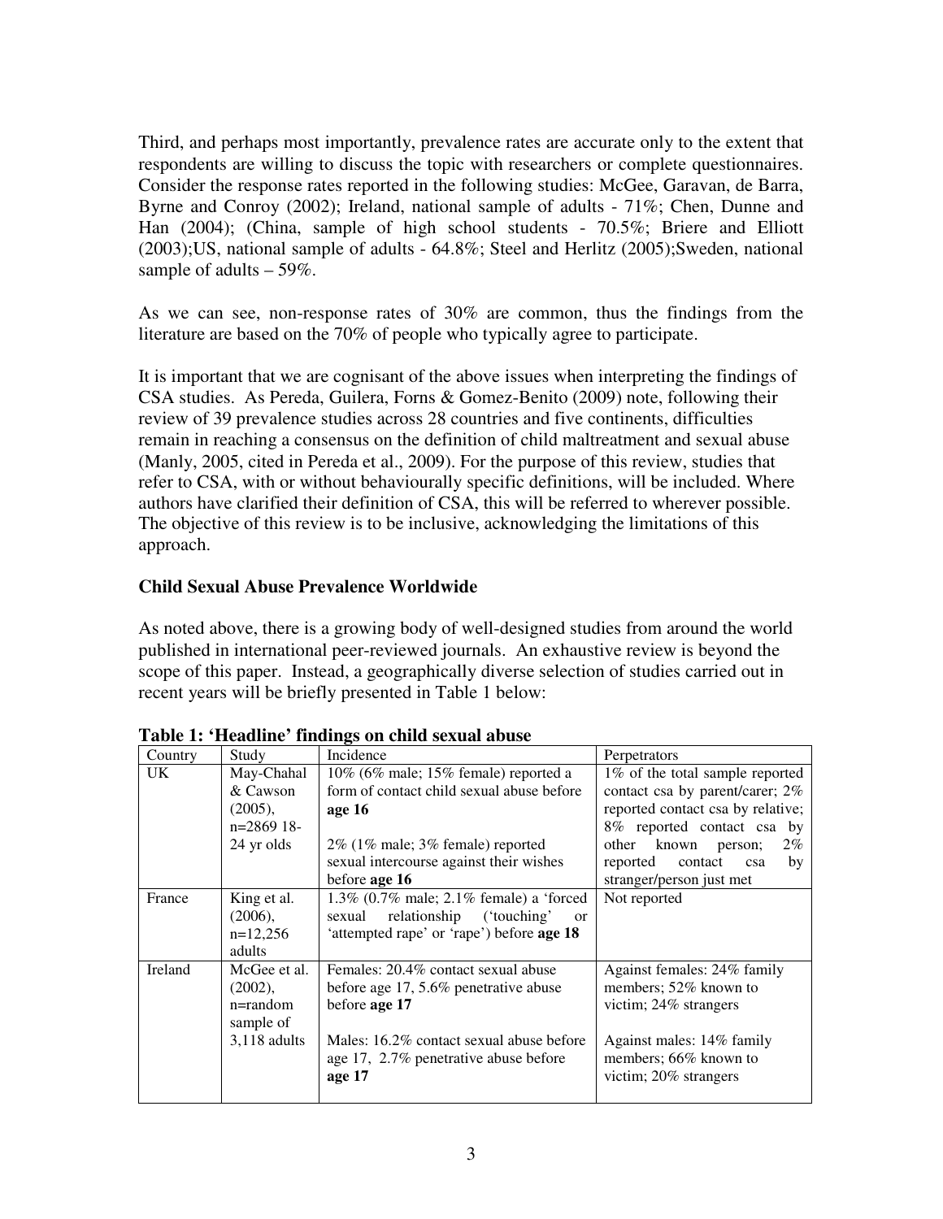Third, and perhaps most importantly, prevalence rates are accurate only to the extent that respondents are willing to discuss the topic with researchers or complete questionnaires. Consider the response rates reported in the following studies: McGee, Garavan, de Barra, Byrne and Conroy (2002); Ireland, national sample of adults - 71%; Chen, Dunne and Han (2004); (China, sample of high school students - 70.5%; Briere and Elliott (2003);US, national sample of adults - 64.8%; Steel and Herlitz (2005);Sweden, national sample of adults – 59%.

As we can see, non-response rates of 30% are common, thus the findings from the literature are based on the 70% of people who typically agree to participate.

It is important that we are cognisant of the above issues when interpreting the findings of CSA studies. As Pereda, Guilera, Forns & Gomez-Benito (2009) note, following their review of 39 prevalence studies across 28 countries and five continents, difficulties remain in reaching a consensus on the definition of child maltreatment and sexual abuse (Manly, 2005, cited in Pereda et al., 2009). For the purpose of this review, studies that refer to CSA, with or without behaviourally specific definitions, will be included. Where authors have clarified their definition of CSA, this will be referred to wherever possible. The objective of this review is to be inclusive, acknowledging the limitations of this approach.

**Child Sexual Abuse Prevalence Worldwide**

As noted above, there is a growing body of well-designed studies from around the world published in international peer-reviewed journals. An exhaustive review is beyond the scope of this paper. Instead, a geographically diverse selection of studies carried out in recent years will be briefly presented in Table 1 below:

**Table 1: 'Headline' findings on child sexual abuse**

| Country | Study | Incidence | Perpetrators |
|---|---|---|---|
| UK | May-Chahal & Cawson (2005), n=2869 18-24 yr olds | 10% (6% male; 15% female) reported a form of contact child sexual abuse before **age 16**<br><br>2% (1% male; 3% female) reported sexual intercourse against their wishes before **age 16** | 1% of the total sample reported contact csa by parent/carer; 2% reported contact csa by relative; 8% reported contact csa by other known person; 2% reported contact csa by stranger/person just met |
| France | King et al. (2006), n=12,256 adults | 1.3% (0.7% male; 2.1% female) a 'forced sexual relationship ('touching' or 'attempted rape' or 'rape') before **age 18** | Not reported |
| Ireland | McGee et al. (2002), n=random sample of 3,118 adults | Females: 20.4% contact sexual abuse before age 17, 5.6% penetrative abuse before **age 17**<br><br>Males: 16.2% contact sexual abuse before age 17, 2.7% penetrative abuse before **age 17** | Against females: 24% family members; 52% known to victim; 24% strangers<br><br>Against males: 14% family members; 66% known to victim; 20% strangers |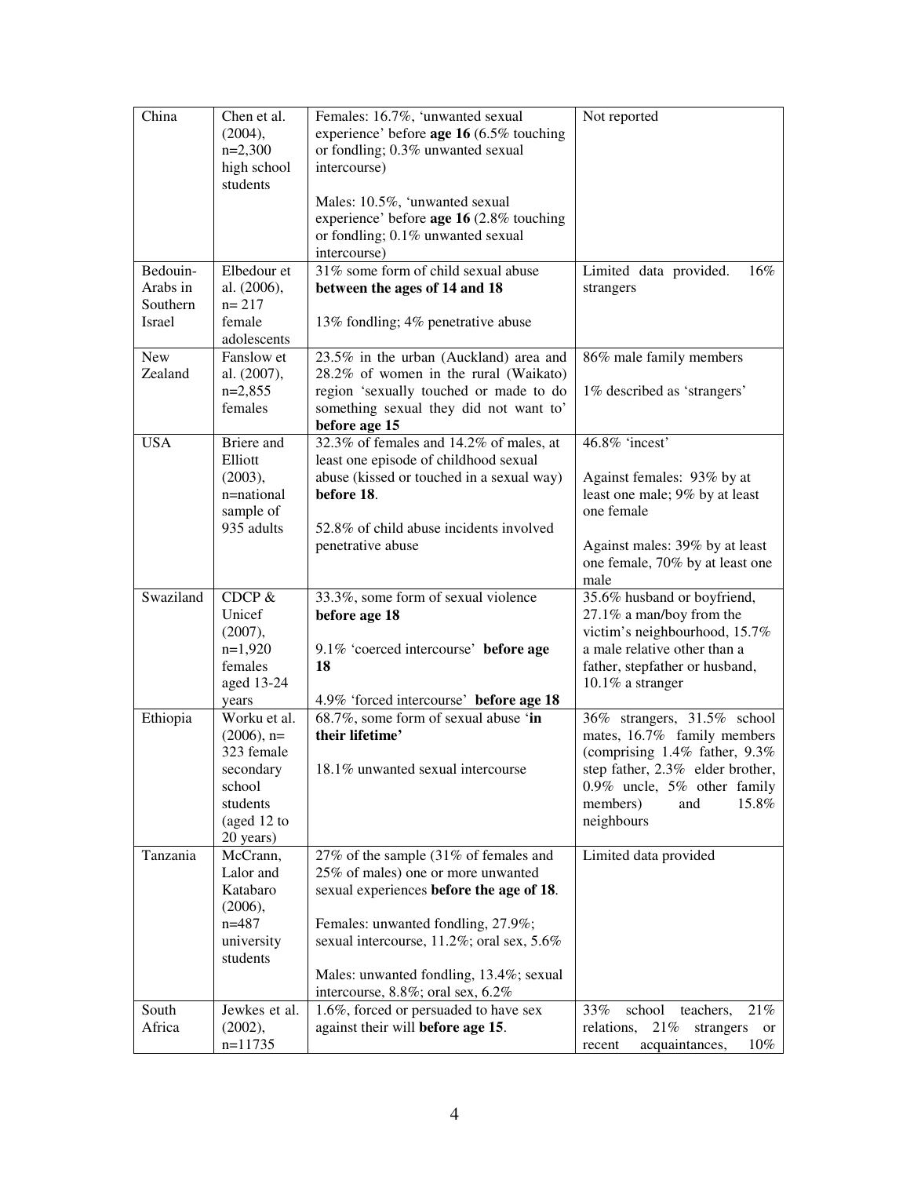| | | | |
|---|---|---|---|
| China | Chen et al. (2004), n=2,300 high school students | Females: 16.7%, 'unwanted sexual experience' before **age 16** (6.5% touching or fondling; 0.3% unwanted sexual intercourse)<br><br>Males: 10.5%, 'unwanted sexual experience' before **age 16** (2.8% touching or fondling; 0.1% unwanted sexual intercourse) | Not reported |
| Bedouin-Arabs in Southern Israel | Elbedour et al. (2006), n= 217 female adolescents | 31% some form of child sexual abuse **between the ages of 14 and 18**<br><br>13% fondling; 4% penetrative abuse | Limited data provided. 16% strangers |
| New Zealand | Fanslow et al. (2007), n=2,855 females | 23.5% in the urban (Auckland) area and 28.2% of women in the rural (Waikato) region 'sexually touched or made to do something sexual they did not want to' **before age 15** | 86% male family members<br><br>1% described as 'strangers' |
| USA | Briere and Elliott (2003), n=national sample of 935 adults | 32.3% of females and 14.2% of males, at least one episode of childhood sexual abuse (kissed or touched in a sexual way) **before 18**.<br><br>52.8% of child abuse incidents involved penetrative abuse | 46.8% 'incest'<br><br>Against females: 93% by at least one male; 9% by at least one female<br><br>Against males: 39% by at least one female, 70% by at least one male |
| Swaziland | CDCP & Unicef (2007), n=1,920 females aged 13-24 years | 33.3%, some form of sexual violence **before age 18**<br><br>9.1% 'coerced intercourse' **before age 18**<br><br>4.9% 'forced intercourse' **before age 18** | 35.6% husband or boyfriend, 27.1% a man/boy from the victim's neighbourhood, 15.7% a male relative other than a father, stepfather or husband, 10.1% a stranger |
| Ethiopia | Worku et al. (2006), n= 323 female secondary school students (aged 12 to 20 years) | 68.7%, some form of sexual abuse '**in their lifetime'**<br><br>18.1% unwanted sexual intercourse | 36% strangers, 31.5% school mates, 16.7% family members (comprising 1.4% father, 9.3% step father, 2.3% elder brother, 0.9% uncle, 5% other family members) and 15.8% neighbours |
| Tanzania | McCrann, Lalor and Katabaro (2006), n=487 university students | 27% of the sample (31% of females and 25% of males) one or more unwanted sexual experiences **before the age of 18**.<br><br>Females: unwanted fondling, 27.9%; sexual intercourse, 11.2%; oral sex, 5.6%<br><br>Males: unwanted fondling, 13.4%; sexual intercourse, 8.8%; oral sex, 6.2% | Limited data provided |
| South Africa | Jewkes et al. (2002), n=11735 | 1.6%, forced or persuaded to have sex against their will **before age 15**. | 33% school teachers, 21% relations, 21% strangers or recent acquaintances, 10% |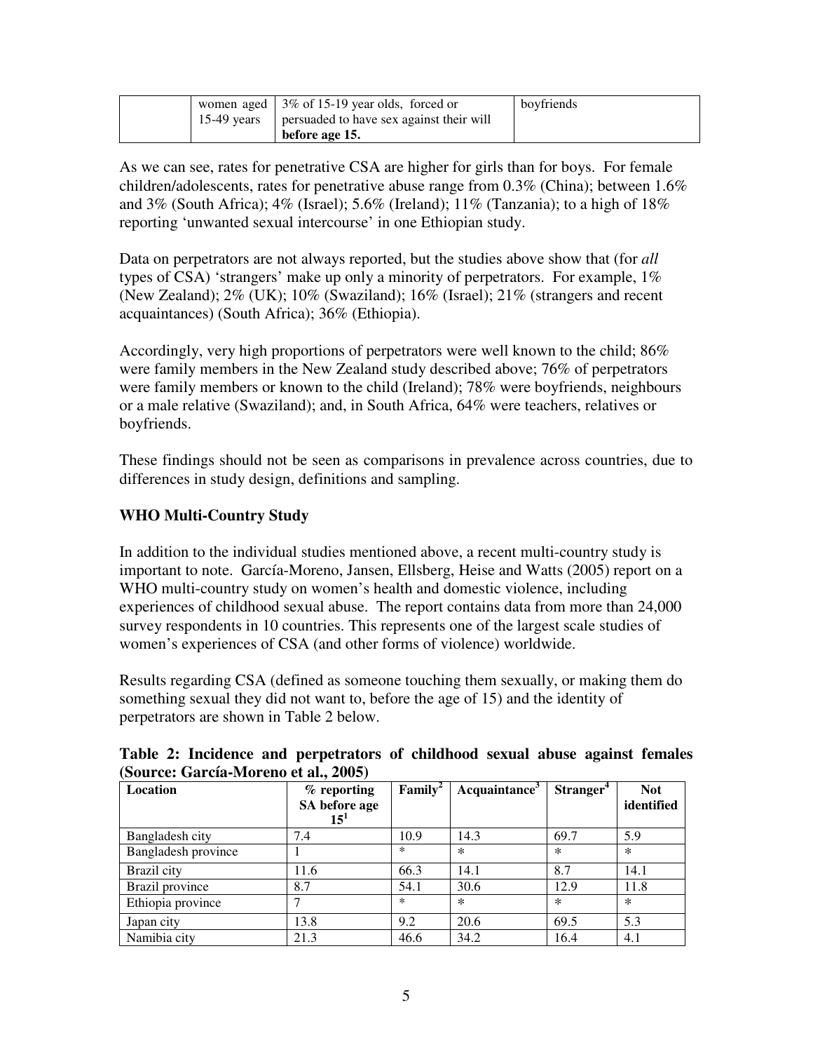| | women aged 15-49 years | 3% of 15-19 year olds, forced or persuaded to have sex against their will **before age 15.** | boyfriends |
|---|---|---|---|

As we can see, rates for penetrative CSA are higher for girls than for boys. For female children/adolescents, rates for penetrative abuse range from 0.3% (China); between 1.6% and 3% (South Africa); 4% (Israel); 5.6% (Ireland); 11% (Tanzania); to a high of 18% reporting 'unwanted sexual intercourse' in one Ethiopian study.

Data on perpetrators are not always reported, but the studies above show that (for *all* types of CSA) 'strangers' make up only a minority of perpetrators. For example, 1% (New Zealand); 2% (UK); 10% (Swaziland); 16% (Israel); 21% (strangers and recent acquaintances) (South Africa); 36% (Ethiopia).

Accordingly, very high proportions of perpetrators were well known to the child; 86% were family members in the New Zealand study described above; 76% of perpetrators were family members or known to the child (Ireland); 78% were boyfriends, neighbours or a male relative (Swaziland); and, in South Africa, 64% were teachers, relatives or boyfriends.

These findings should not be seen as comparisons in prevalence across countries, due to differences in study design, definitions and sampling.

## WHO Multi-Country Study

In addition to the individual studies mentioned above, a recent multi-country study is important to note. García-Moreno, Jansen, Ellsberg, Heise and Watts (2005) report on a WHO multi-country study on women's health and domestic violence, including experiences of childhood sexual abuse. The report contains data from more than 24,000 survey respondents in 10 countries. This represents one of the largest scale studies of women's experiences of CSA (and other forms of violence) worldwide.

Results regarding CSA (defined as someone touching them sexually, or making them do something sexual they did not want to, before the age of 15) and the identity of perpetrators are shown in Table 2 below.

**Table 2: Incidence and perpetrators of childhood sexual abuse against females (Source: García-Moreno et al., 2005)**

| Location | % reporting SA before age 15[1] | Family[2] | Acquaintance[3] | Stranger[4] | Not identified |
|---|---|---|---|---|---|
| Bangladesh city | 7.4 | 10.9 | 14.3 | 69.7 | 5.9 |
| Bangladesh province | 1 | * | * | * | * |
| Brazil city | 11.6 | 66.3 | 14.1 | 8.7 | 14.1 |
| Brazil province | 8.7 | 54.1 | 30.6 | 12.9 | 11.8 |
| Ethiopia province | 7 | * | * | * | * |
| Japan city | 13.8 | 9.2 | 20.6 | 69.5 | 5.3 |
| Namibia city | 21.3 | 46.6 | 34.2 | 16.4 | 4.1 |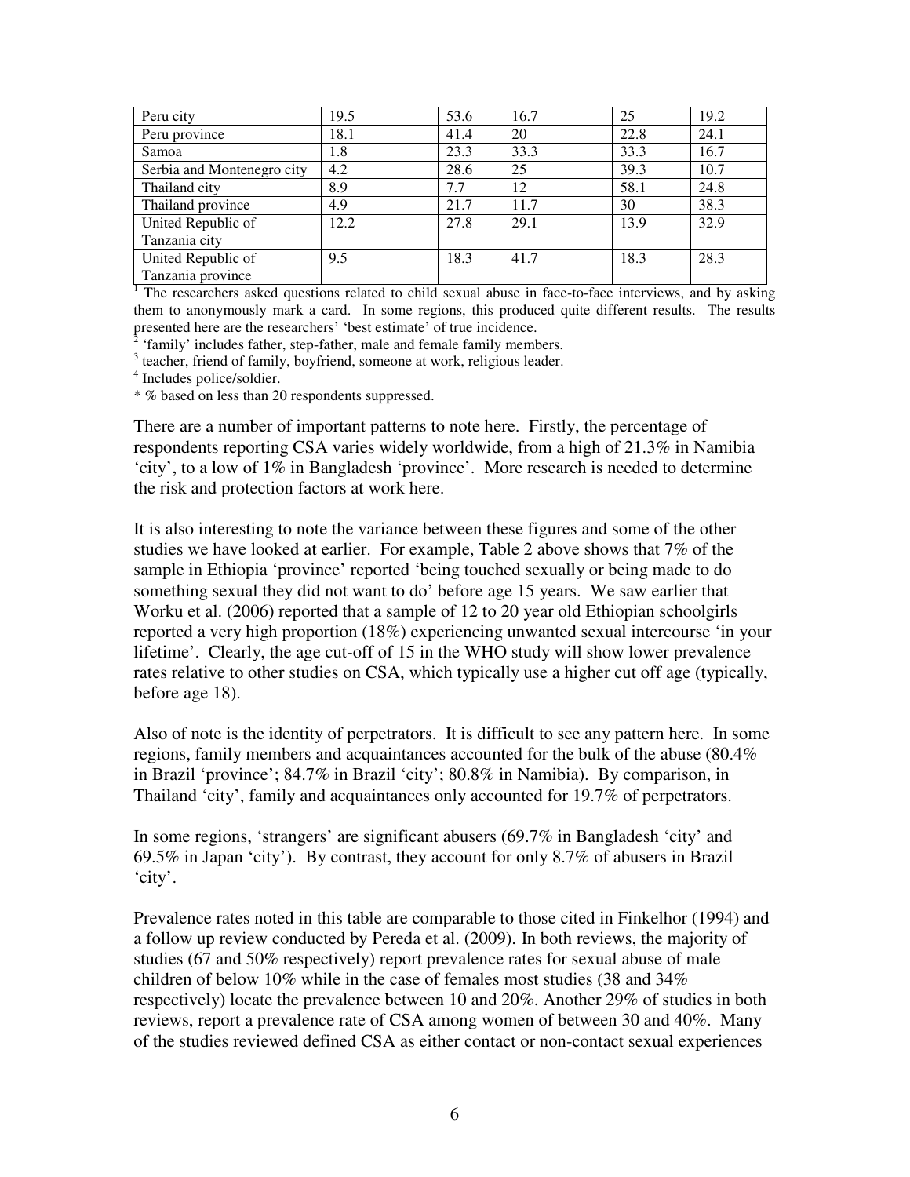| Peru city | 19.5 | 53.6 | 16.7 | 25 | 19.2 |
|---|---|---|---|---|---|
| Peru province | 18.1 | 41.4 | 20 | 22.8 | 24.1 |
| Samoa | 1.8 | 23.3 | 33.3 | 33.3 | 16.7 |
| Serbia and Montenegro city | 4.2 | 28.6 | 25 | 39.3 | 10.7 |
| Thailand city | 8.9 | 7.7 | 12 | 58.1 | 24.8 |
| Thailand province | 4.9 | 21.7 | 11.7 | 30 | 38.3 |
| United Republic of Tanzania city | 12.2 | 27.8 | 29.1 | 13.9 | 32.9 |
| United Republic of Tanzania province | 9.5 | 18.3 | 41.7 | 18.3 | 28.3 |

[1] The researchers asked questions related to child sexual abuse in face-to-face interviews, and by asking them to anonymously mark a card. In some regions, this produced quite different results. The results presented here are the researchers' 'best estimate' of true incidence.
[2] 'family' includes father, step-father, male and female family members.
[3] teacher, friend of family, boyfriend, someone at work, religious leader.
[4] Includes police/soldier.
* % based on less than 20 respondents suppressed.

There are a number of important patterns to note here. Firstly, the percentage of respondents reporting CSA varies widely worldwide, from a high of 21.3% in Namibia 'city', to a low of 1% in Bangladesh 'province'. More research is needed to determine the risk and protection factors at work here.

It is also interesting to note the variance between these figures and some of the other studies we have looked at earlier. For example, Table 2 above shows that 7% of the sample in Ethiopia 'province' reported 'being touched sexually or being made to do something sexual they did not want to do' before age 15 years. We saw earlier that Worku et al. (2006) reported that a sample of 12 to 20 year old Ethiopian schoolgirls reported a very high proportion (18%) experiencing unwanted sexual intercourse 'in your lifetime'. Clearly, the age cut-off of 15 in the WHO study will show lower prevalence rates relative to other studies on CSA, which typically use a higher cut off age (typically, before age 18).

Also of note is the identity of perpetrators. It is difficult to see any pattern here. In some regions, family members and acquaintances accounted for the bulk of the abuse (80.4% in Brazil 'province'; 84.7% in Brazil 'city'; 80.8% in Namibia). By comparison, in Thailand 'city', family and acquaintances only accounted for 19.7% of perpetrators.

In some regions, 'strangers' are significant abusers (69.7% in Bangladesh 'city' and 69.5% in Japan 'city'). By contrast, they account for only 8.7% of abusers in Brazil 'city'.

Prevalence rates noted in this table are comparable to those cited in Finkelhor (1994) and a follow up review conducted by Pereda et al. (2009). In both reviews, the majority of studies (67 and 50% respectively) report prevalence rates for sexual abuse of male children of below 10% while in the case of females most studies (38 and 34% respectively) locate the prevalence between 10 and 20%. Another 29% of studies in both reviews, report a prevalence rate of CSA among women of between 30 and 40%. Many of the studies reviewed defined CSA as either contact or non-contact sexual experiences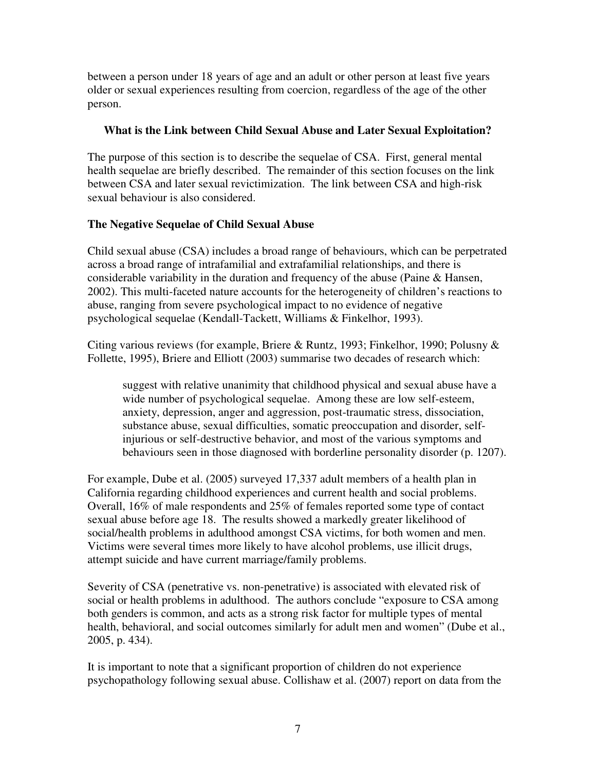between a person under 18 years of age and an adult or other person at least five years older or sexual experiences resulting from coercion, regardless of the age of the other person.

## What is the Link between Child Sexual Abuse and Later Sexual Exploitation?

The purpose of this section is to describe the sequelae of CSA. First, general mental health sequelae are briefly described. The remainder of this section focuses on the link between CSA and later sexual revictimization. The link between CSA and high-risk sexual behaviour is also considered.

### The Negative Sequelae of Child Sexual Abuse

Child sexual abuse (CSA) includes a broad range of behaviours, which can be perpetrated across a broad range of intrafamilial and extrafamilial relationships, and there is considerable variability in the duration and frequency of the abuse (Paine & Hansen, 2002). This multi-faceted nature accounts for the heterogeneity of children's reactions to abuse, ranging from severe psychological impact to no evidence of negative psychological sequelae (Kendall-Tackett, Williams & Finkelhor, 1993).

Citing various reviews (for example, Briere & Runtz, 1993; Finkelhor, 1990; Polusny & Follette, 1995), Briere and Elliott (2003) summarise two decades of research which:

> suggest with relative unanimity that childhood physical and sexual abuse have a wide number of psychological sequelae. Among these are low self-esteem, anxiety, depression, anger and aggression, post-traumatic stress, dissociation, substance abuse, sexual difficulties, somatic preoccupation and disorder, self-injurious or self-destructive behavior, and most of the various symptoms and behaviours seen in those diagnosed with borderline personality disorder (p. 1207).

For example, Dube et al. (2005) surveyed 17,337 adult members of a health plan in California regarding childhood experiences and current health and social problems. Overall, 16% of male respondents and 25% of females reported some type of contact sexual abuse before age 18. The results showed a markedly greater likelihood of social/health problems in adulthood amongst CSA victims, for both women and men. Victims were several times more likely to have alcohol problems, use illicit drugs, attempt suicide and have current marriage/family problems.

Severity of CSA (penetrative vs. non-penetrative) is associated with elevated risk of social or health problems in adulthood. The authors conclude "exposure to CSA among both genders is common, and acts as a strong risk factor for multiple types of mental health, behavioral, and social outcomes similarly for adult men and women" (Dube et al., 2005, p. 434).

It is important to note that a significant proportion of children do not experience psychopathology following sexual abuse. Collishaw et al. (2007) report on data from the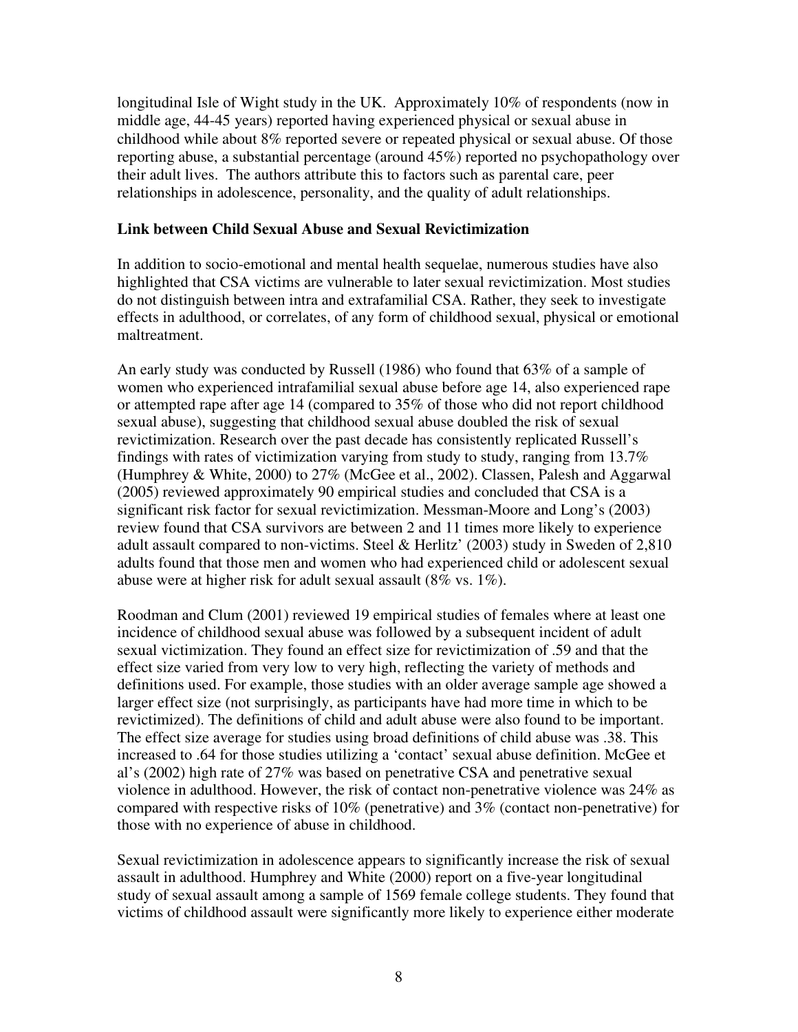longitudinal Isle of Wight study in the UK. Approximately 10% of respondents (now in middle age, 44-45 years) reported having experienced physical or sexual abuse in childhood while about 8% reported severe or repeated physical or sexual abuse. Of those reporting abuse, a substantial percentage (around 45%) reported no psychopathology over their adult lives. The authors attribute this to factors such as parental care, peer relationships in adolescence, personality, and the quality of adult relationships.

### Link between Child Sexual Abuse and Sexual Revictimization

In addition to socio-emotional and mental health sequelae, numerous studies have also highlighted that CSA victims are vulnerable to later sexual revictimization. Most studies do not distinguish between intra and extrafamilial CSA. Rather, they seek to investigate effects in adulthood, or correlates, of any form of childhood sexual, physical or emotional maltreatment.

An early study was conducted by Russell (1986) who found that 63% of a sample of women who experienced intrafamilial sexual abuse before age 14, also experienced rape or attempted rape after age 14 (compared to 35% of those who did not report childhood sexual abuse), suggesting that childhood sexual abuse doubled the risk of sexual revictimization. Research over the past decade has consistently replicated Russell's findings with rates of victimization varying from study to study, ranging from 13.7% (Humphrey & White, 2000) to 27% (McGee et al., 2002). Classen, Palesh and Aggarwal (2005) reviewed approximately 90 empirical studies and concluded that CSA is a significant risk factor for sexual revictimization. Messman-Moore and Long's (2003) review found that CSA survivors are between 2 and 11 times more likely to experience adult assault compared to non-victims. Steel & Herlitz' (2003) study in Sweden of 2,810 adults found that those men and women who had experienced child or adolescent sexual abuse were at higher risk for adult sexual assault (8% vs. 1%).

Roodman and Clum (2001) reviewed 19 empirical studies of females where at least one incidence of childhood sexual abuse was followed by a subsequent incident of adult sexual victimization. They found an effect size for revictimization of .59 and that the effect size varied from very low to very high, reflecting the variety of methods and definitions used. For example, those studies with an older average sample age showed a larger effect size (not surprisingly, as participants have had more time in which to be revictimized). The definitions of child and adult abuse were also found to be important. The effect size average for studies using broad definitions of child abuse was .38. This increased to .64 for those studies utilizing a 'contact' sexual abuse definition. McGee et al's (2002) high rate of 27% was based on penetrative CSA and penetrative sexual violence in adulthood. However, the risk of contact non-penetrative violence was 24% as compared with respective risks of 10% (penetrative) and 3% (contact non-penetrative) for those with no experience of abuse in childhood.

Sexual revictimization in adolescence appears to significantly increase the risk of sexual assault in adulthood. Humphrey and White (2000) report on a five-year longitudinal study of sexual assault among a sample of 1569 female college students. They found that victims of childhood assault were significantly more likely to experience either moderate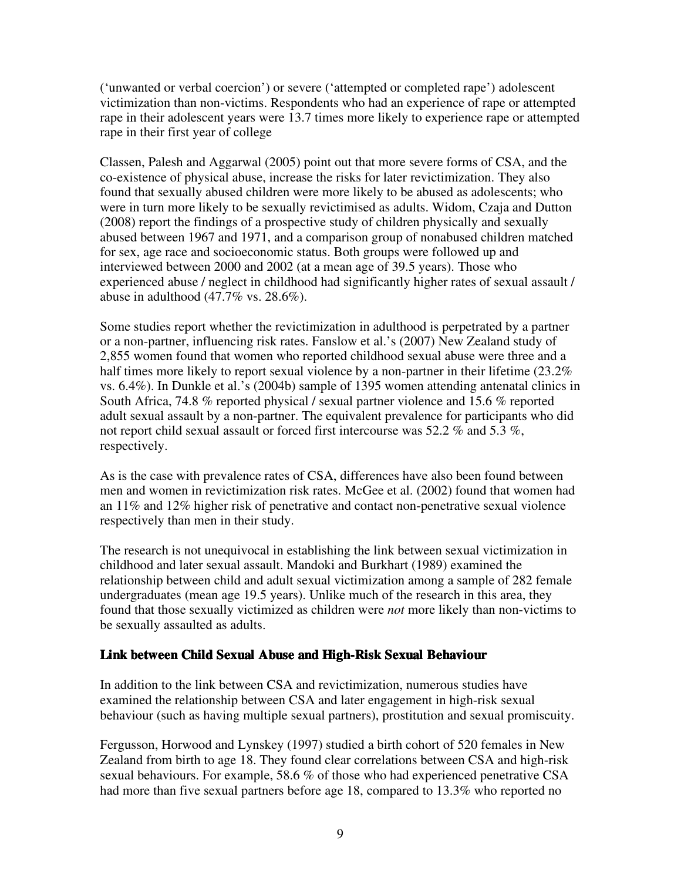('unwanted or verbal coercion') or severe ('attempted or completed rape') adolescent victimization than non-victims. Respondents who had an experience of rape or attempted rape in their adolescent years were 13.7 times more likely to experience rape or attempted rape in their first year of college

Classen, Palesh and Aggarwal (2005) point out that more severe forms of CSA, and the co-existence of physical abuse, increase the risks for later revictimization. They also found that sexually abused children were more likely to be abused as adolescents; who were in turn more likely to be sexually revictimised as adults. Widom, Czaja and Dutton (2008) report the findings of a prospective study of children physically and sexually abused between 1967 and 1971, and a comparison group of nonabused children matched for sex, age race and socioeconomic status. Both groups were followed up and interviewed between 2000 and 2002 (at a mean age of 39.5 years). Those who experienced abuse / neglect in childhood had significantly higher rates of sexual assault / abuse in adulthood (47.7% vs. 28.6%).

Some studies report whether the revictimization in adulthood is perpetrated by a partner or a non-partner, influencing risk rates. Fanslow et al.'s (2007) New Zealand study of 2,855 women found that women who reported childhood sexual abuse were three and a half times more likely to report sexual violence by a non-partner in their lifetime (23.2% vs. 6.4%). In Dunkle et al.'s (2004b) sample of 1395 women attending antenatal clinics in South Africa, 74.8 % reported physical / sexual partner violence and 15.6 % reported adult sexual assault by a non-partner. The equivalent prevalence for participants who did not report child sexual assault or forced first intercourse was 52.2 % and 5.3 %, respectively.

As is the case with prevalence rates of CSA, differences have also been found between men and women in revictimization risk rates. McGee et al. (2002) found that women had an 11% and 12% higher risk of penetrative and contact non-penetrative sexual violence respectively than men in their study.

The research is not unequivocal in establishing the link between sexual victimization in childhood and later sexual assault. Mandoki and Burkhart (1989) examined the relationship between child and adult sexual victimization among a sample of 282 female undergraduates (mean age 19.5 years). Unlike much of the research in this area, they found that those sexually victimized as children were *not* more likely than non-victims to be sexually assaulted as adults.

### Link between Child Sexual Abuse and High-Risk Sexual Behaviour

In addition to the link between CSA and revictimization, numerous studies have examined the relationship between CSA and later engagement in high-risk sexual behaviour (such as having multiple sexual partners), prostitution and sexual promiscuity.

Fergusson, Horwood and Lynskey (1997) studied a birth cohort of 520 females in New Zealand from birth to age 18. They found clear correlations between CSA and high-risk sexual behaviours. For example, 58.6 % of those who had experienced penetrative CSA had more than five sexual partners before age 18, compared to 13.3% who reported no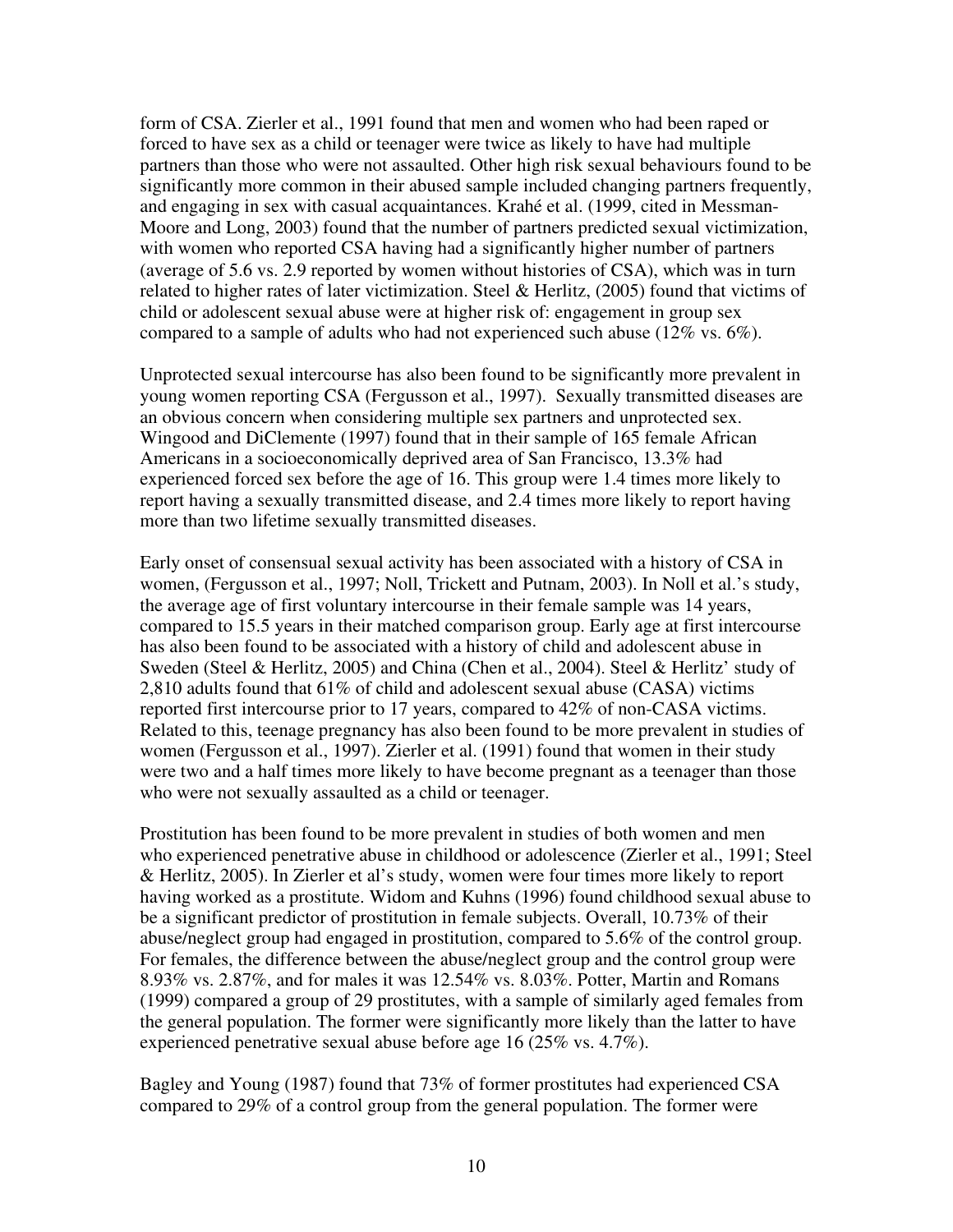form of CSA. Zierler et al., 1991 found that men and women who had been raped or forced to have sex as a child or teenager were twice as likely to have had multiple partners than those who were not assaulted. Other high risk sexual behaviours found to be significantly more common in their abused sample included changing partners frequently, and engaging in sex with casual acquaintances. Krahé et al. (1999, cited in Messman-Moore and Long, 2003) found that the number of partners predicted sexual victimization, with women who reported CSA having had a significantly higher number of partners (average of 5.6 vs. 2.9 reported by women without histories of CSA), which was in turn related to higher rates of later victimization. Steel & Herlitz, (2005) found that victims of child or adolescent sexual abuse were at higher risk of: engagement in group sex compared to a sample of adults who had not experienced such abuse (12% vs. 6%).

Unprotected sexual intercourse has also been found to be significantly more prevalent in young women reporting CSA (Fergusson et al., 1997). Sexually transmitted diseases are an obvious concern when considering multiple sex partners and unprotected sex. Wingood and DiClemente (1997) found that in their sample of 165 female African Americans in a socioeconomically deprived area of San Francisco, 13.3% had experienced forced sex before the age of 16. This group were 1.4 times more likely to report having a sexually transmitted disease, and 2.4 times more likely to report having more than two lifetime sexually transmitted diseases.

Early onset of consensual sexual activity has been associated with a history of CSA in women, (Fergusson et al., 1997; Noll, Trickett and Putnam, 2003). In Noll et al.'s study, the average age of first voluntary intercourse in their female sample was 14 years, compared to 15.5 years in their matched comparison group. Early age at first intercourse has also been found to be associated with a history of child and adolescent abuse in Sweden (Steel & Herlitz, 2005) and China (Chen et al., 2004). Steel & Herlitz' study of 2,810 adults found that 61% of child and adolescent sexual abuse (CASA) victims reported first intercourse prior to 17 years, compared to 42% of non-CASA victims. Related to this, teenage pregnancy has also been found to be more prevalent in studies of women (Fergusson et al., 1997). Zierler et al. (1991) found that women in their study were two and a half times more likely to have become pregnant as a teenager than those who were not sexually assaulted as a child or teenager.

Prostitution has been found to be more prevalent in studies of both women and men who experienced penetrative abuse in childhood or adolescence (Zierler et al., 1991; Steel & Herlitz, 2005). In Zierler et al's study, women were four times more likely to report having worked as a prostitute. Widom and Kuhns (1996) found childhood sexual abuse to be a significant predictor of prostitution in female subjects. Overall, 10.73% of their abuse/neglect group had engaged in prostitution, compared to 5.6% of the control group. For females, the difference between the abuse/neglect group and the control group were 8.93% vs. 2.87%, and for males it was 12.54% vs. 8.03%. Potter, Martin and Romans (1999) compared a group of 29 prostitutes, with a sample of similarly aged females from the general population. The former were significantly more likely than the latter to have experienced penetrative sexual abuse before age 16 (25% vs. 4.7%).

Bagley and Young (1987) found that 73% of former prostitutes had experienced CSA compared to 29% of a control group from the general population. The former were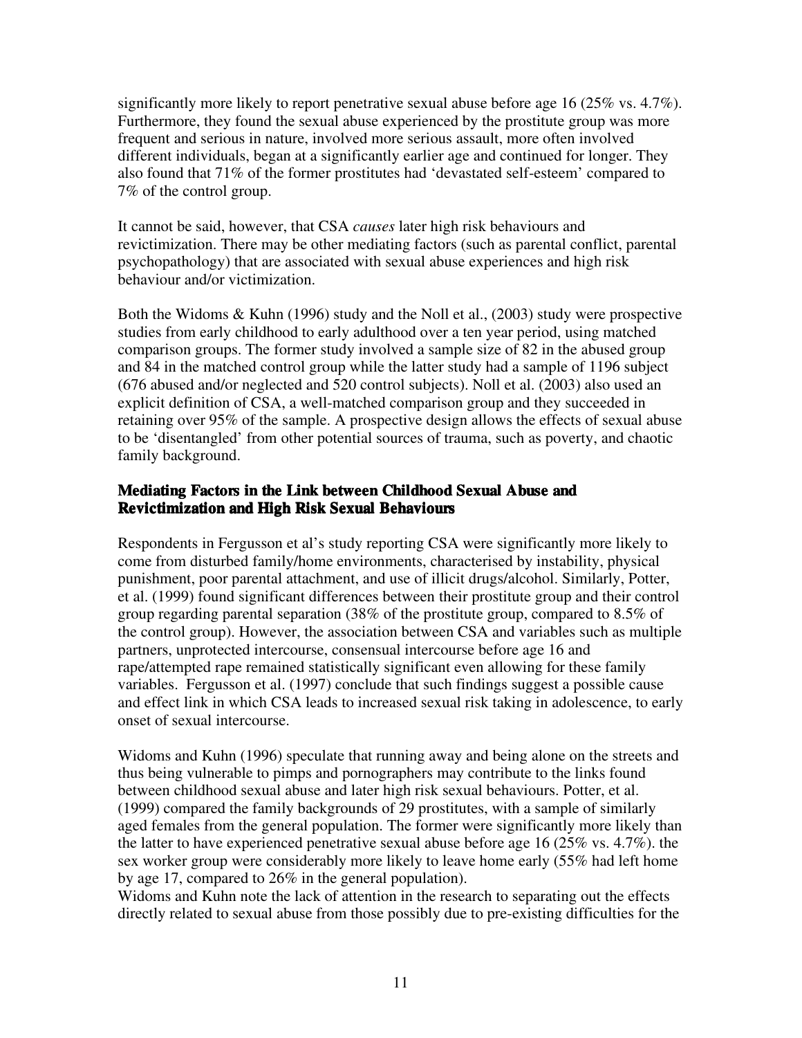significantly more likely to report penetrative sexual abuse before age 16 (25% vs. 4.7%). Furthermore, they found the sexual abuse experienced by the prostitute group was more frequent and serious in nature, involved more serious assault, more often involved different individuals, began at a significantly earlier age and continued for longer. They also found that 71% of the former prostitutes had 'devastated self-esteem' compared to 7% of the control group.

It cannot be said, however, that CSA *causes* later high risk behaviours and revictimization. There may be other mediating factors (such as parental conflict, parental psychopathology) that are associated with sexual abuse experiences and high risk behaviour and/or victimization.

Both the Widoms & Kuhn (1996) study and the Noll et al., (2003) study were prospective studies from early childhood to early adulthood over a ten year period, using matched comparison groups. The former study involved a sample size of 82 in the abused group and 84 in the matched control group while the latter study had a sample of 1196 subject (676 abused and/or neglected and 520 control subjects). Noll et al. (2003) also used an explicit definition of CSA, a well-matched comparison group and they succeeded in retaining over 95% of the sample. A prospective design allows the effects of sexual abuse to be 'disentangled' from other potential sources of trauma, such as poverty, and chaotic family background.

### Mediating Factors in the Link between Childhood Sexual Abuse and Revictimization and High Risk Sexual Behaviours

Respondents in Fergusson et al's study reporting CSA were significantly more likely to come from disturbed family/home environments, characterised by instability, physical punishment, poor parental attachment, and use of illicit drugs/alcohol. Similarly, Potter, et al. (1999) found significant differences between their prostitute group and their control group regarding parental separation (38% of the prostitute group, compared to 8.5% of the control group). However, the association between CSA and variables such as multiple partners, unprotected intercourse, consensual intercourse before age 16 and rape/attempted rape remained statistically significant even allowing for these family variables. Fergusson et al. (1997) conclude that such findings suggest a possible cause and effect link in which CSA leads to increased sexual risk taking in adolescence, to early onset of sexual intercourse.

Widoms and Kuhn (1996) speculate that running away and being alone on the streets and thus being vulnerable to pimps and pornographers may contribute to the links found between childhood sexual abuse and later high risk sexual behaviours. Potter, et al. (1999) compared the family backgrounds of 29 prostitutes, with a sample of similarly aged females from the general population. The former were significantly more likely than the latter to have experienced penetrative sexual abuse before age 16 (25% vs. 4.7%). the sex worker group were considerably more likely to leave home early (55% had left home by age 17, compared to 26% in the general population).
Widoms and Kuhn note the lack of attention in the research to separating out the effects directly related to sexual abuse from those possibly due to pre-existing difficulties for the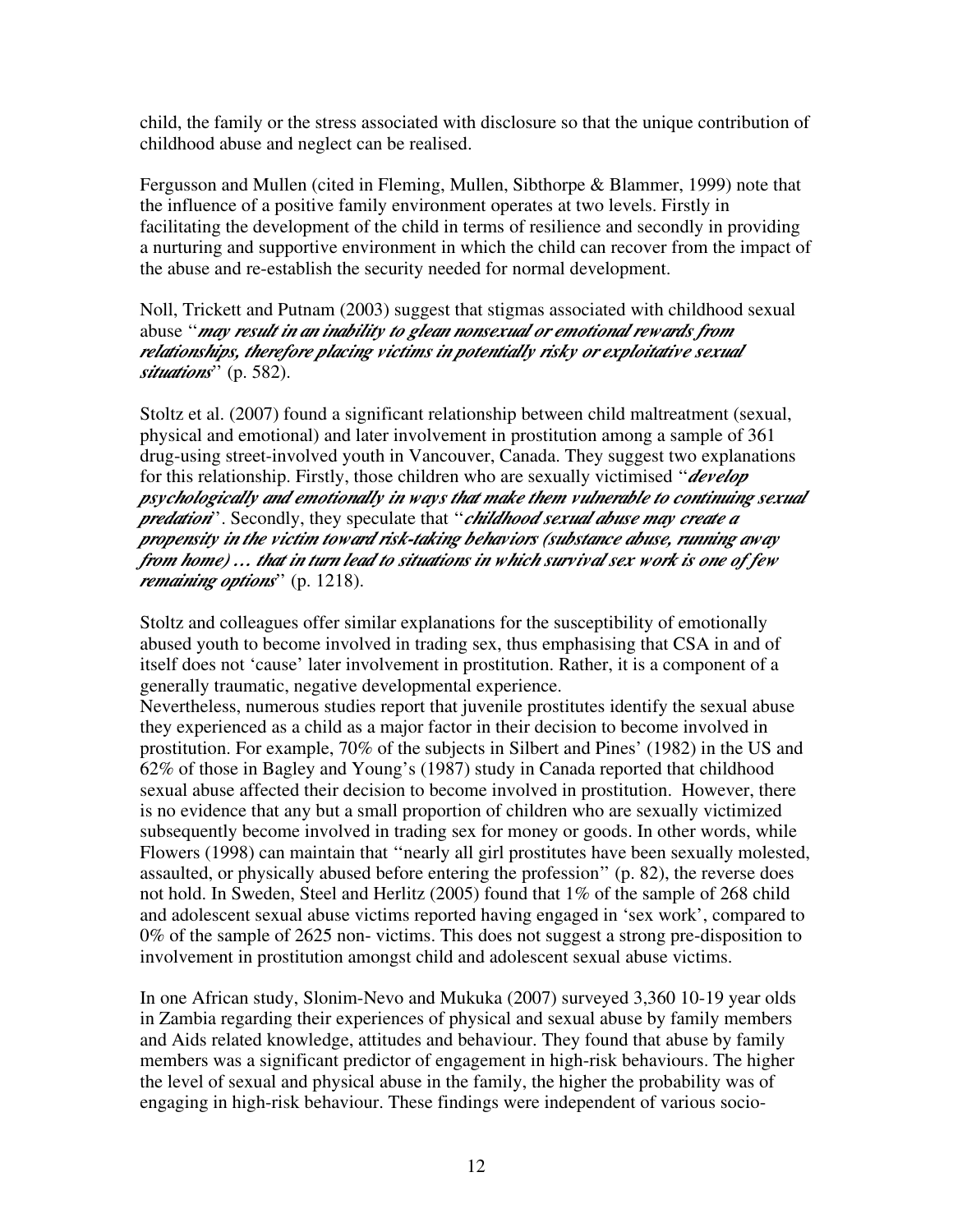child, the family or the stress associated with disclosure so that the unique contribution of childhood abuse and neglect can be realised.

Fergusson and Mullen (cited in Fleming, Mullen, Sibthorpe & Blammer, 1999) note that the influence of a positive family environment operates at two levels. Firstly in facilitating the development of the child in terms of resilience and secondly in providing a nurturing and supportive environment in which the child can recover from the impact of the abuse and re-establish the security needed for normal development.

Noll, Trickett and Putnam (2003) suggest that stigmas associated with childhood sexual abuse "***may result in an inability to glean nonsexual or emotional rewards from relationships, therefore placing victims in potentially risky or exploitative sexual situations***" (p. 582).

Stoltz et al. (2007) found a significant relationship between child maltreatment (sexual, physical and emotional) and later involvement in prostitution among a sample of 361 drug-using street-involved youth in Vancouver, Canada. They suggest two explanations for this relationship. Firstly, those children who are sexually victimised "***develop psychologically and emotionally in ways that make them vulnerable to continuing sexual predation***". Secondly, they speculate that "***childhood sexual abuse may create a propensity in the victim toward risk-taking behaviors (substance abuse, running away from home) … that in turn lead to situations in which survival sex work is one of few remaining options***" (p. 1218).

Stoltz and colleagues offer similar explanations for the susceptibility of emotionally abused youth to become involved in trading sex, thus emphasising that CSA in and of itself does not 'cause' later involvement in prostitution. Rather, it is a component of a generally traumatic, negative developmental experience.
Nevertheless, numerous studies report that juvenile prostitutes identify the sexual abuse they experienced as a child as a major factor in their decision to become involved in prostitution. For example, 70% of the subjects in Silbert and Pines' (1982) in the US and 62% of those in Bagley and Young's (1987) study in Canada reported that childhood sexual abuse affected their decision to become involved in prostitution. However, there is no evidence that any but a small proportion of children who are sexually victimized subsequently become involved in trading sex for money or goods. In other words, while Flowers (1998) can maintain that "nearly all girl prostitutes have been sexually molested, assaulted, or physically abused before entering the profession" (p. 82), the reverse does not hold. In Sweden, Steel and Herlitz (2005) found that 1% of the sample of 268 child and adolescent sexual abuse victims reported having engaged in 'sex work', compared to 0% of the sample of 2625 non- victims. This does not suggest a strong pre-disposition to involvement in prostitution amongst child and adolescent sexual abuse victims.

In one African study, Slonim-Nevo and Mukuka (2007) surveyed 3,360 10-19 year olds in Zambia regarding their experiences of physical and sexual abuse by family members and Aids related knowledge, attitudes and behaviour. They found that abuse by family members was a significant predictor of engagement in high-risk behaviours. The higher the level of sexual and physical abuse in the family, the higher the probability was of engaging in high-risk behaviour. These findings were independent of various socio-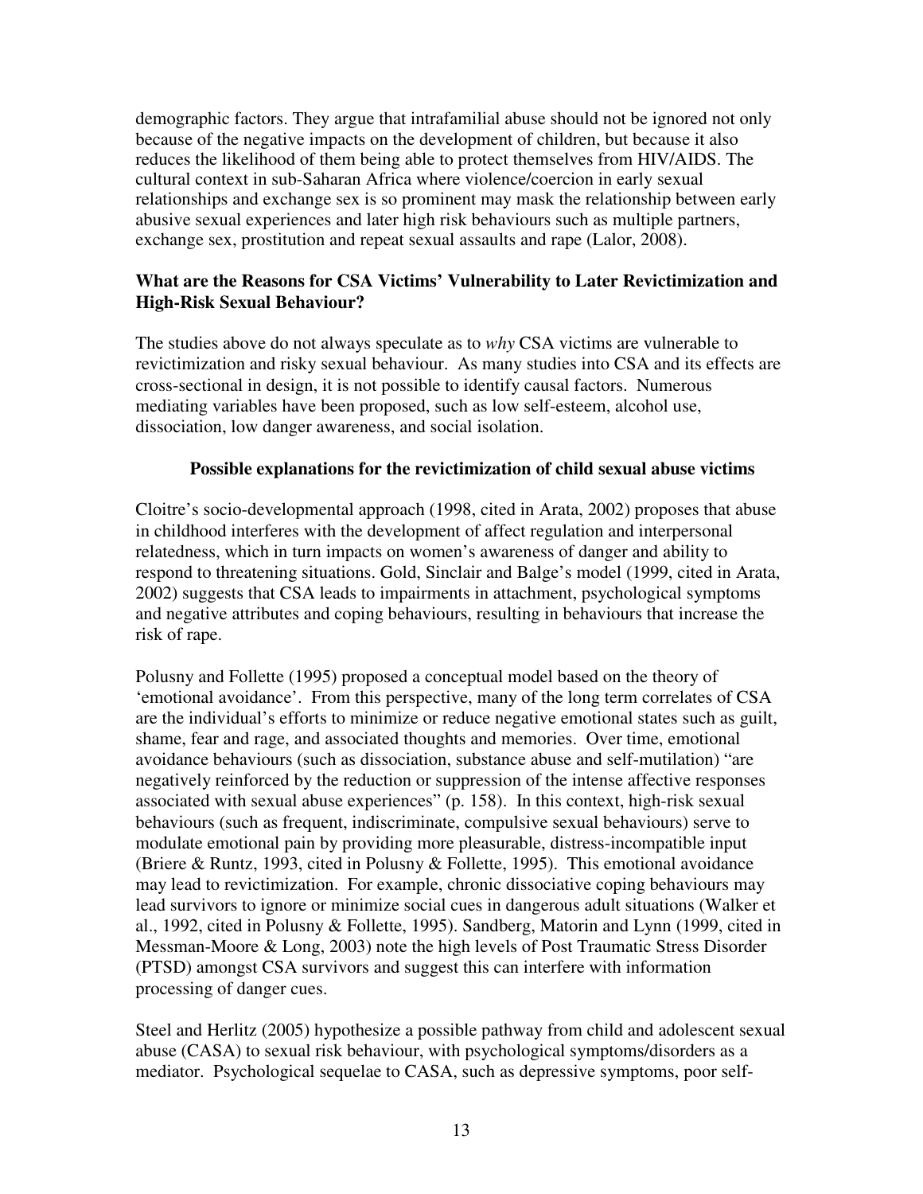demographic factors. They argue that intrafamilial abuse should not be ignored not only because of the negative impacts on the development of children, but because it also reduces the likelihood of them being able to protect themselves from HIV/AIDS. The cultural context in sub-Saharan Africa where violence/coercion in early sexual relationships and exchange sex is so prominent may mask the relationship between early abusive sexual experiences and later high risk behaviours such as multiple partners, exchange sex, prostitution and repeat sexual assaults and rape (Lalor, 2008).

## What are the Reasons for CSA Victims' Vulnerability to Later Revictimization and High-Risk Sexual Behaviour?

The studies above do not always speculate as to *why* CSA victims are vulnerable to revictimization and risky sexual behaviour. As many studies into CSA and its effects are cross-sectional in design, it is not possible to identify causal factors. Numerous mediating variables have been proposed, such as low self-esteem, alcohol use, dissociation, low danger awareness, and social isolation.

### Possible explanations for the revictimization of child sexual abuse victims

Cloitre's socio-developmental approach (1998, cited in Arata, 2002) proposes that abuse in childhood interferes with the development of affect regulation and interpersonal relatedness, which in turn impacts on women's awareness of danger and ability to respond to threatening situations. Gold, Sinclair and Balge's model (1999, cited in Arata, 2002) suggests that CSA leads to impairments in attachment, psychological symptoms and negative attributes and coping behaviours, resulting in behaviours that increase the risk of rape.

Polusny and Follette (1995) proposed a conceptual model based on the theory of 'emotional avoidance'. From this perspective, many of the long term correlates of CSA are the individual's efforts to minimize or reduce negative emotional states such as guilt, shame, fear and rage, and associated thoughts and memories. Over time, emotional avoidance behaviours (such as dissociation, substance abuse and self-mutilation) "are negatively reinforced by the reduction or suppression of the intense affective responses associated with sexual abuse experiences" (p. 158). In this context, high-risk sexual behaviours (such as frequent, indiscriminate, compulsive sexual behaviours) serve to modulate emotional pain by providing more pleasurable, distress-incompatible input (Briere & Runtz, 1993, cited in Polusny & Follette, 1995). This emotional avoidance may lead to revictimization. For example, chronic dissociative coping behaviours may lead survivors to ignore or minimize social cues in dangerous adult situations (Walker et al., 1992, cited in Polusny & Follette, 1995). Sandberg, Matorin and Lynn (1999, cited in Messman-Moore & Long, 2003) note the high levels of Post Traumatic Stress Disorder (PTSD) amongst CSA survivors and suggest this can interfere with information processing of danger cues.

Steel and Herlitz (2005) hypothesize a possible pathway from child and adolescent sexual abuse (CASA) to sexual risk behaviour, with psychological symptoms/disorders as a mediator. Psychological sequelae to CASA, such as depressive symptoms, poor self-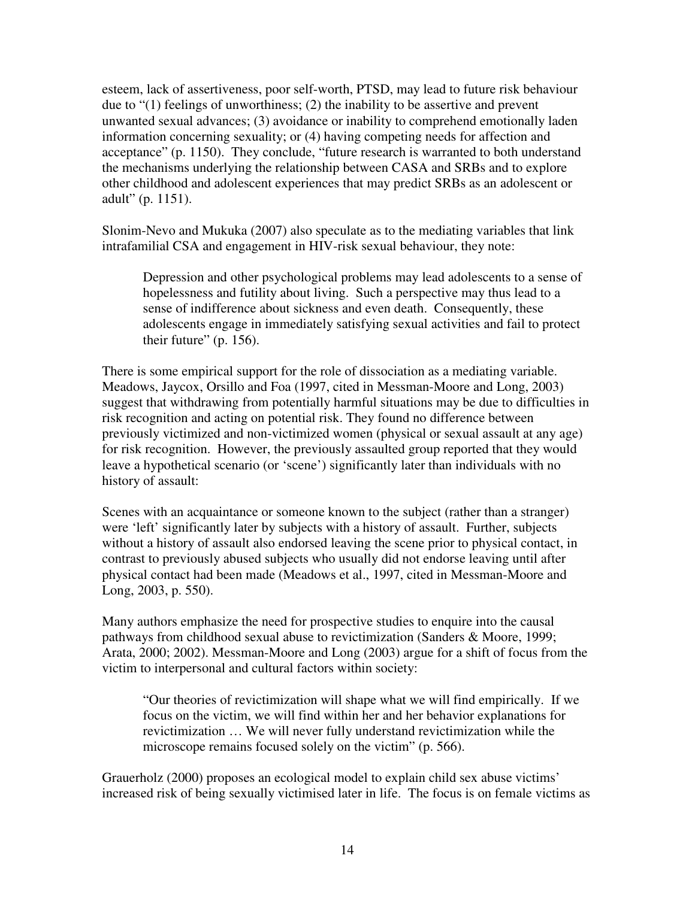esteem, lack of assertiveness, poor self-worth, PTSD, may lead to future risk behaviour due to "(1) feelings of unworthiness; (2) the inability to be assertive and prevent unwanted sexual advances; (3) avoidance or inability to comprehend emotionally laden information concerning sexuality; or (4) having competing needs for affection and acceptance" (p. 1150). They conclude, "future research is warranted to both understand the mechanisms underlying the relationship between CASA and SRBs and to explore other childhood and adolescent experiences that may predict SRBs as an adolescent or adult" (p. 1151).

Slonim-Nevo and Mukuka (2007) also speculate as to the mediating variables that link intrafamilial CSA and engagement in HIV-risk sexual behaviour, they note:

> Depression and other psychological problems may lead adolescents to a sense of hopelessness and futility about living. Such a perspective may thus lead to a sense of indifference about sickness and even death. Consequently, these adolescents engage in immediately satisfying sexual activities and fail to protect their future" (p. 156).

There is some empirical support for the role of dissociation as a mediating variable. Meadows, Jaycox, Orsillo and Foa (1997, cited in Messman-Moore and Long, 2003) suggest that withdrawing from potentially harmful situations may be due to difficulties in risk recognition and acting on potential risk. They found no difference between previously victimized and non-victimized women (physical or sexual assault at any age) for risk recognition. However, the previously assaulted group reported that they would leave a hypothetical scenario (or 'scene') significantly later than individuals with no history of assault:

Scenes with an acquaintance or someone known to the subject (rather than a stranger) were 'left' significantly later by subjects with a history of assault. Further, subjects without a history of assault also endorsed leaving the scene prior to physical contact, in contrast to previously abused subjects who usually did not endorse leaving until after physical contact had been made (Meadows et al., 1997, cited in Messman-Moore and Long, 2003, p. 550).

Many authors emphasize the need for prospective studies to enquire into the causal pathways from childhood sexual abuse to revictimization (Sanders & Moore, 1999; Arata, 2000; 2002). Messman-Moore and Long (2003) argue for a shift of focus from the victim to interpersonal and cultural factors within society:

> "Our theories of revictimization will shape what we will find empirically. If we focus on the victim, we will find within her and her behavior explanations for revictimization … We will never fully understand revictimization while the microscope remains focused solely on the victim" (p. 566).

Grauerholz (2000) proposes an ecological model to explain child sex abuse victims' increased risk of being sexually victimised later in life. The focus is on female victims as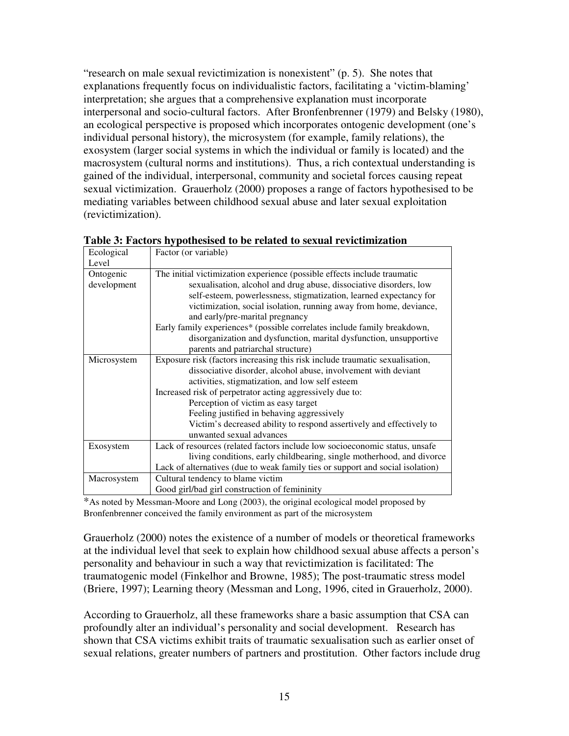"research on male sexual revictimization is nonexistent" (p. 5). She notes that explanations frequently focus on individualistic factors, facilitating a 'victim-blaming' interpretation; she argues that a comprehensive explanation must incorporate interpersonal and socio-cultural factors. After Bronfenbrenner (1979) and Belsky (1980), an ecological perspective is proposed which incorporates ontogenic development (one's individual personal history), the microsystem (for example, family relations), the exosystem (larger social systems in which the individual or family is located) and the macrosystem (cultural norms and institutions). Thus, a rich contextual understanding is gained of the individual, interpersonal, community and societal forces causing repeat sexual victimization. Grauerholz (2000) proposes a range of factors hypothesised to be mediating variables between childhood sexual abuse and later sexual exploitation (revictimization).

**Table 3: Factors hypothesised to be related to sexual revictimization**

| Ecological Level | Factor (or variable) |
|---|---|
| Ontogenic development | The initial victimization experience (possible effects include traumatic sexualisation, alcohol and drug abuse, dissociative disorders, low self-esteem, powerlessness, stigmatization, learned expectancy for victimization, social isolation, running away from home, deviance, and early/pre-marital pregnancy<br>Early family experiences* (possible correlates include family breakdown, disorganization and dysfunction, marital dysfunction, unsupportive parents and patriarchal structure) |
| Microsystem | Exposure risk (factors increasing this risk include traumatic sexualisation, dissociative disorder, alcohol abuse, involvement with deviant activities, stigmatization, and low self esteem<br>Increased risk of perpetrator acting aggressively due to:<br>Perception of victim as easy target<br>Feeling justified in behaving aggressively<br>Victim's decreased ability to respond assertively and effectively to unwanted sexual advances |
| Exosystem | Lack of resources (related factors include low socioeconomic status, unsafe living conditions, early childbearing, single motherhood, and divorce<br>Lack of alternatives (due to weak family ties or support and social isolation) |
| Macrosystem | Cultural tendency to blame victim<br>Good girl/bad girl construction of femininity |

*As noted by Messman-Moore and Long (2003), the original ecological model proposed by Bronfenbrenner conceived the family environment as part of the microsystem

Grauerholz (2000) notes the existence of a number of models or theoretical frameworks at the individual level that seek to explain how childhood sexual abuse affects a person's personality and behaviour in such a way that revictimization is facilitated: The traumatogenic model (Finkelhor and Browne, 1985); The post-traumatic stress model (Briere, 1997); Learning theory (Messman and Long, 1996, cited in Grauerholz, 2000).

According to Grauerholz, all these frameworks share a basic assumption that CSA can profoundly alter an individual's personality and social development. Research has shown that CSA victims exhibit traits of traumatic sexualisation such as earlier onset of sexual relations, greater numbers of partners and prostitution. Other factors include drug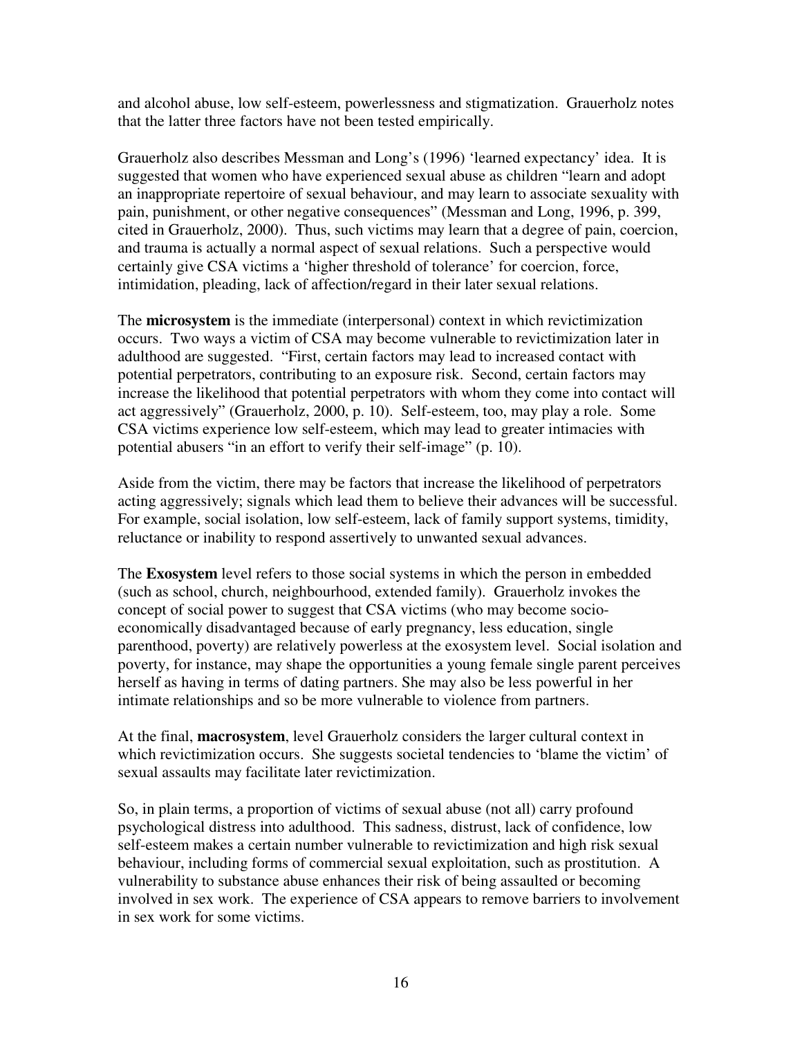and alcohol abuse, low self-esteem, powerlessness and stigmatization. Grauerholz notes that the latter three factors have not been tested empirically.

Grauerholz also describes Messman and Long's (1996) 'learned expectancy' idea. It is suggested that women who have experienced sexual abuse as children "learn and adopt an inappropriate repertoire of sexual behaviour, and may learn to associate sexuality with pain, punishment, or other negative consequences" (Messman and Long, 1996, p. 399, cited in Grauerholz, 2000). Thus, such victims may learn that a degree of pain, coercion, and trauma is actually a normal aspect of sexual relations. Such a perspective would certainly give CSA victims a 'higher threshold of tolerance' for coercion, force, intimidation, pleading, lack of affection/regard in their later sexual relations.

The **microsystem** is the immediate (interpersonal) context in which revictimization occurs. Two ways a victim of CSA may become vulnerable to revictimization later in adulthood are suggested. "First, certain factors may lead to increased contact with potential perpetrators, contributing to an exposure risk. Second, certain factors may increase the likelihood that potential perpetrators with whom they come into contact will act aggressively" (Grauerholz, 2000, p. 10). Self-esteem, too, may play a role. Some CSA victims experience low self-esteem, which may lead to greater intimacies with potential abusers "in an effort to verify their self-image" (p. 10).

Aside from the victim, there may be factors that increase the likelihood of perpetrators acting aggressively; signals which lead them to believe their advances will be successful. For example, social isolation, low self-esteem, lack of family support systems, timidity, reluctance or inability to respond assertively to unwanted sexual advances.

The **Exosystem** level refers to those social systems in which the person in embedded (such as school, church, neighbourhood, extended family). Grauerholz invokes the concept of social power to suggest that CSA victims (who may become socio-economically disadvantaged because of early pregnancy, less education, single parenthood, poverty) are relatively powerless at the exosystem level. Social isolation and poverty, for instance, may shape the opportunities a young female single parent perceives herself as having in terms of dating partners. She may also be less powerful in her intimate relationships and so be more vulnerable to violence from partners.

At the final, **macrosystem**, level Grauerholz considers the larger cultural context in which revictimization occurs. She suggests societal tendencies to 'blame the victim' of sexual assaults may facilitate later revictimization.

So, in plain terms, a proportion of victims of sexual abuse (not all) carry profound psychological distress into adulthood. This sadness, distrust, lack of confidence, low self-esteem makes a certain number vulnerable to revictimization and high risk sexual behaviour, including forms of commercial sexual exploitation, such as prostitution. A vulnerability to substance abuse enhances their risk of being assaulted or becoming involved in sex work. The experience of CSA appears to remove barriers to involvement in sex work for some victims.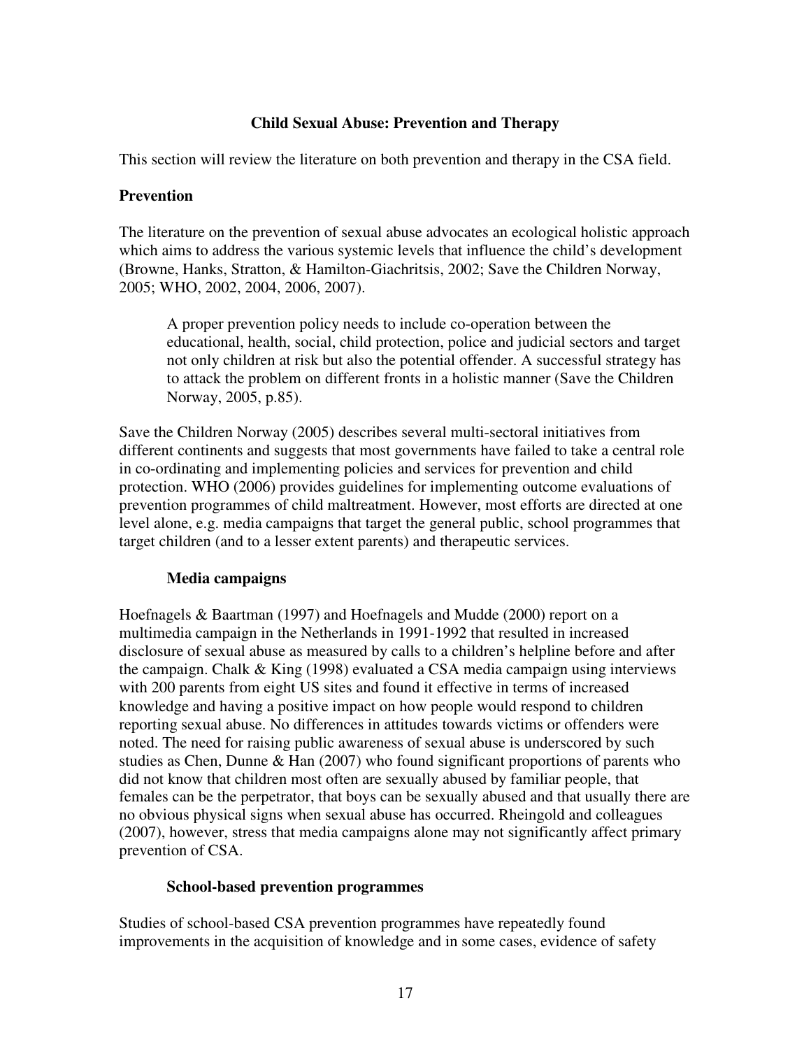## Child Sexual Abuse: Prevention and Therapy

This section will review the literature on both prevention and therapy in the CSA field.

### Prevention

The literature on the prevention of sexual abuse advocates an ecological holistic approach which aims to address the various systemic levels that influence the child's development (Browne, Hanks, Stratton, & Hamilton-Giachritsis, 2002; Save the Children Norway, 2005; WHO, 2002, 2004, 2006, 2007).

> A proper prevention policy needs to include co-operation between the educational, health, social, child protection, police and judicial sectors and target not only children at risk but also the potential offender. A successful strategy has to attack the problem on different fronts in a holistic manner (Save the Children Norway, 2005, p.85).

Save the Children Norway (2005) describes several multi-sectoral initiatives from different continents and suggests that most governments have failed to take a central role in co-ordinating and implementing policies and services for prevention and child protection. WHO (2006) provides guidelines for implementing outcome evaluations of prevention programmes of child maltreatment. However, most efforts are directed at one level alone, e.g. media campaigns that target the general public, school programmes that target children (and to a lesser extent parents) and therapeutic services.

#### Media campaigns

Hoefnagels & Baartman (1997) and Hoefnagels and Mudde (2000) report on a multimedia campaign in the Netherlands in 1991-1992 that resulted in increased disclosure of sexual abuse as measured by calls to a children's helpline before and after the campaign. Chalk & King (1998) evaluated a CSA media campaign using interviews with 200 parents from eight US sites and found it effective in terms of increased knowledge and having a positive impact on how people would respond to children reporting sexual abuse. No differences in attitudes towards victims or offenders were noted. The need for raising public awareness of sexual abuse is underscored by such studies as Chen, Dunne & Han (2007) who found significant proportions of parents who did not know that children most often are sexually abused by familiar people, that females can be the perpetrator, that boys can be sexually abused and that usually there are no obvious physical signs when sexual abuse has occurred. Rheingold and colleagues (2007), however, stress that media campaigns alone may not significantly affect primary prevention of CSA.

#### School-based prevention programmes

Studies of school-based CSA prevention programmes have repeatedly found improvements in the acquisition of knowledge and in some cases, evidence of safety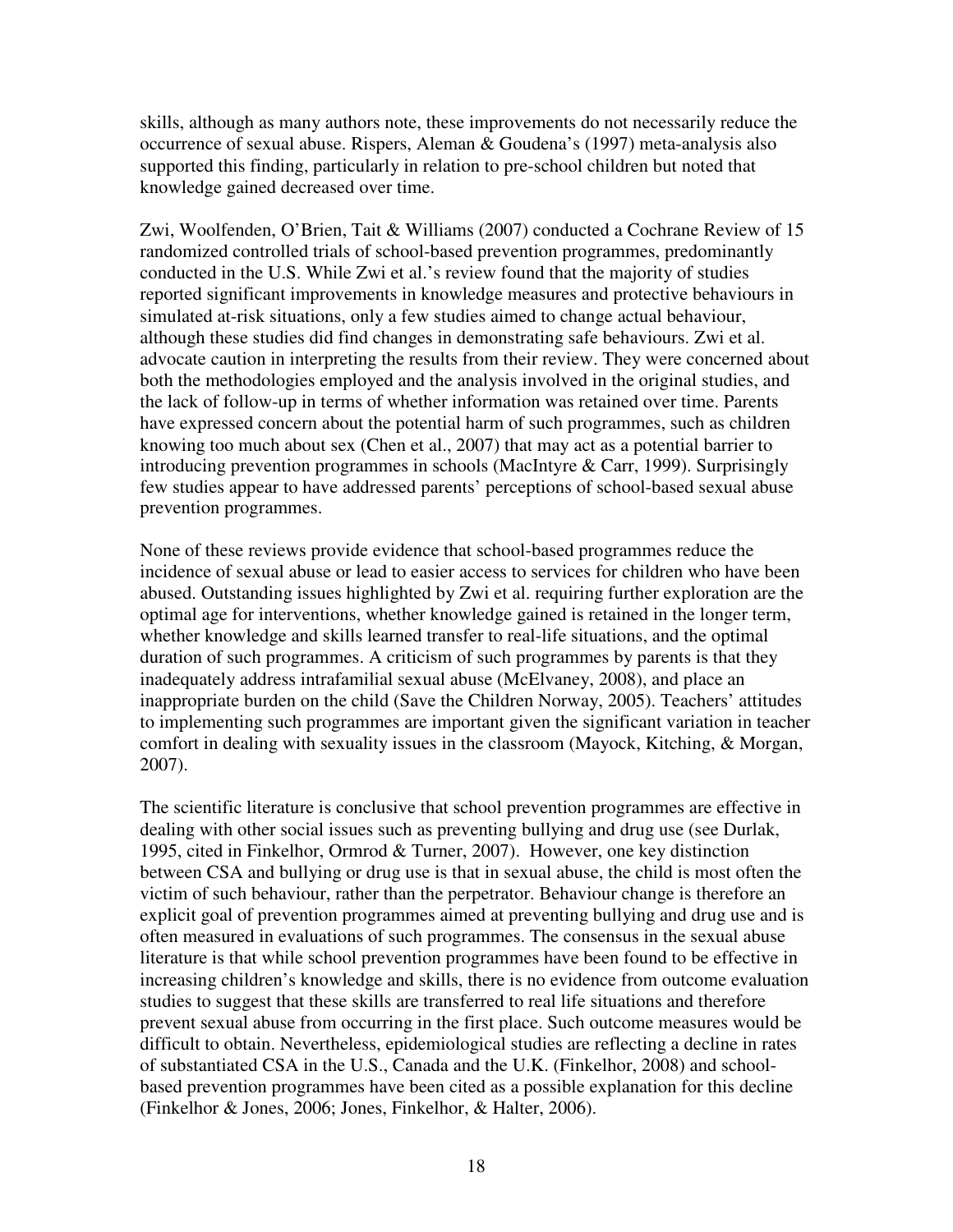skills, although as many authors note, these improvements do not necessarily reduce the occurrence of sexual abuse. Rispers, Aleman & Goudena's (1997) meta-analysis also supported this finding, particularly in relation to pre-school children but noted that knowledge gained decreased over time.

Zwi, Woolfenden, O'Brien, Tait & Williams (2007) conducted a Cochrane Review of 15 randomized controlled trials of school-based prevention programmes, predominantly conducted in the U.S. While Zwi et al.'s review found that the majority of studies reported significant improvements in knowledge measures and protective behaviours in simulated at-risk situations, only a few studies aimed to change actual behaviour, although these studies did find changes in demonstrating safe behaviours. Zwi et al. advocate caution in interpreting the results from their review. They were concerned about both the methodologies employed and the analysis involved in the original studies, and the lack of follow-up in terms of whether information was retained over time. Parents have expressed concern about the potential harm of such programmes, such as children knowing too much about sex (Chen et al., 2007) that may act as a potential barrier to introducing prevention programmes in schools (MacIntyre & Carr, 1999). Surprisingly few studies appear to have addressed parents' perceptions of school-based sexual abuse prevention programmes.

None of these reviews provide evidence that school-based programmes reduce the incidence of sexual abuse or lead to easier access to services for children who have been abused. Outstanding issues highlighted by Zwi et al. requiring further exploration are the optimal age for interventions, whether knowledge gained is retained in the longer term, whether knowledge and skills learned transfer to real-life situations, and the optimal duration of such programmes. A criticism of such programmes by parents is that they inadequately address intrafamilial sexual abuse (McElvaney, 2008), and place an inappropriate burden on the child (Save the Children Norway, 2005). Teachers' attitudes to implementing such programmes are important given the significant variation in teacher comfort in dealing with sexuality issues in the classroom (Mayock, Kitching, & Morgan, 2007).

The scientific literature is conclusive that school prevention programmes are effective in dealing with other social issues such as preventing bullying and drug use (see Durlak, 1995, cited in Finkelhor, Ormrod & Turner, 2007). However, one key distinction between CSA and bullying or drug use is that in sexual abuse, the child is most often the victim of such behaviour, rather than the perpetrator. Behaviour change is therefore an explicit goal of prevention programmes aimed at preventing bullying and drug use and is often measured in evaluations of such programmes. The consensus in the sexual abuse literature is that while school prevention programmes have been found to be effective in increasing children's knowledge and skills, there is no evidence from outcome evaluation studies to suggest that these skills are transferred to real life situations and therefore prevent sexual abuse from occurring in the first place. Such outcome measures would be difficult to obtain. Nevertheless, epidemiological studies are reflecting a decline in rates of substantiated CSA in the U.S., Canada and the U.K. (Finkelhor, 2008) and school-based prevention programmes have been cited as a possible explanation for this decline (Finkelhor & Jones, 2006; Jones, Finkelhor, & Halter, 2006).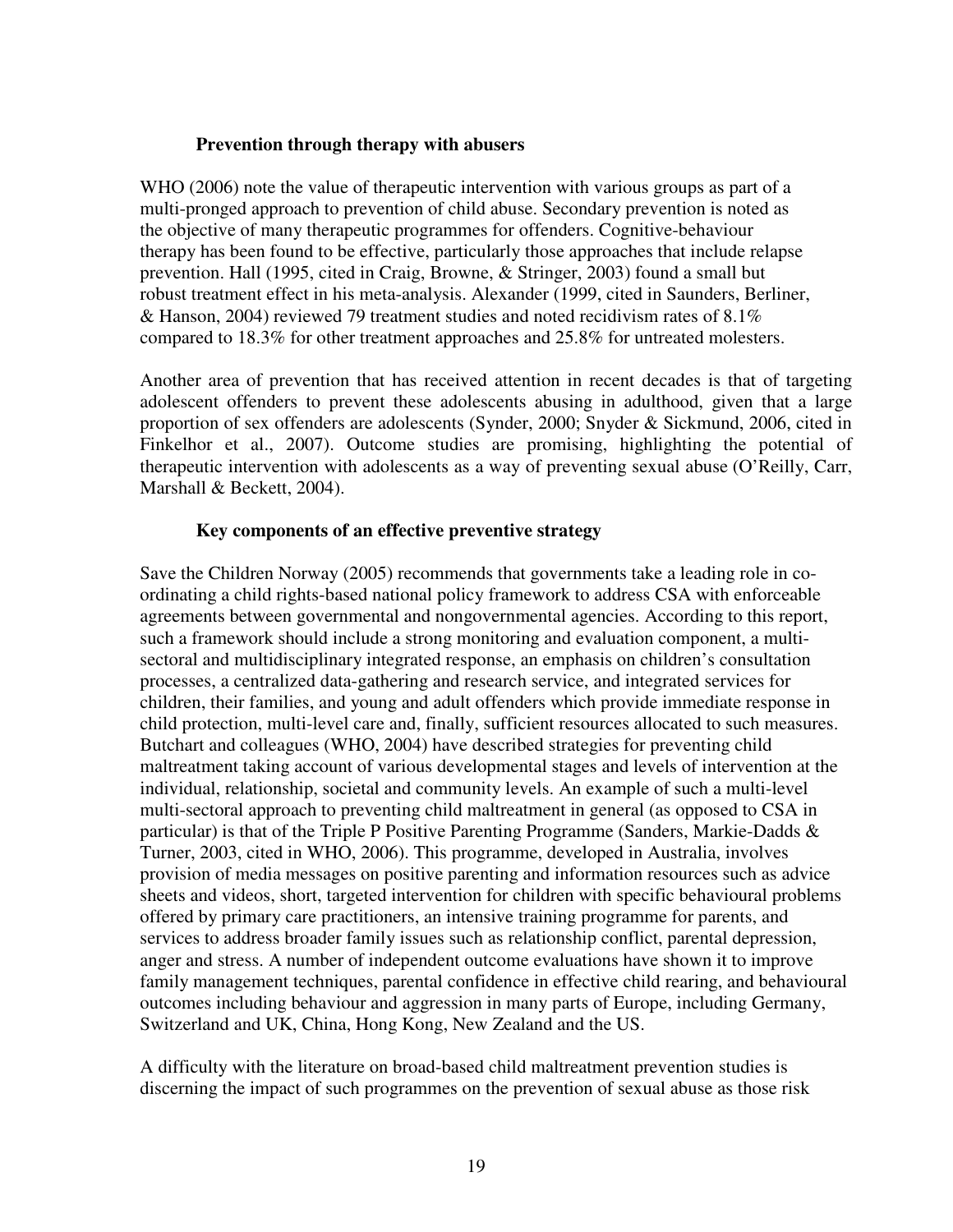### Prevention through therapy with abusers

WHO (2006) note the value of therapeutic intervention with various groups as part of a multi-pronged approach to prevention of child abuse. Secondary prevention is noted as the objective of many therapeutic programmes for offenders. Cognitive-behaviour therapy has been found to be effective, particularly those approaches that include relapse prevention. Hall (1995, cited in Craig, Browne, & Stringer, 2003) found a small but robust treatment effect in his meta-analysis. Alexander (1999, cited in Saunders, Berliner, & Hanson, 2004) reviewed 79 treatment studies and noted recidivism rates of 8.1% compared to 18.3% for other treatment approaches and 25.8% for untreated molesters.

Another area of prevention that has received attention in recent decades is that of targeting adolescent offenders to prevent these adolescents abusing in adulthood, given that a large proportion of sex offenders are adolescents (Synder, 2000; Snyder & Sickmund, 2006, cited in Finkelhor et al., 2007). Outcome studies are promising, highlighting the potential of therapeutic intervention with adolescents as a way of preventing sexual abuse (O'Reilly, Carr, Marshall & Beckett, 2004).

### Key components of an effective preventive strategy

Save the Children Norway (2005) recommends that governments take a leading role in co-ordinating a child rights-based national policy framework to address CSA with enforceable agreements between governmental and nongovernmental agencies. According to this report, such a framework should include a strong monitoring and evaluation component, a multi-sectoral and multidisciplinary integrated response, an emphasis on children's consultation processes, a centralized data-gathering and research service, and integrated services for children, their families, and young and adult offenders which provide immediate response in child protection, multi-level care and, finally, sufficient resources allocated to such measures. Butchart and colleagues (WHO, 2004) have described strategies for preventing child maltreatment taking account of various developmental stages and levels of intervention at the individual, relationship, societal and community levels. An example of such a multi-level multi-sectoral approach to preventing child maltreatment in general (as opposed to CSA in particular) is that of the Triple P Positive Parenting Programme (Sanders, Markie-Dadds & Turner, 2003, cited in WHO, 2006). This programme, developed in Australia, involves provision of media messages on positive parenting and information resources such as advice sheets and videos, short, targeted intervention for children with specific behavioural problems offered by primary care practitioners, an intensive training programme for parents, and services to address broader family issues such as relationship conflict, parental depression, anger and stress. A number of independent outcome evaluations have shown it to improve family management techniques, parental confidence in effective child rearing, and behavioural outcomes including behaviour and aggression in many parts of Europe, including Germany, Switzerland and UK, China, Hong Kong, New Zealand and the US.

A difficulty with the literature on broad-based child maltreatment prevention studies is discerning the impact of such programmes on the prevention of sexual abuse as those risk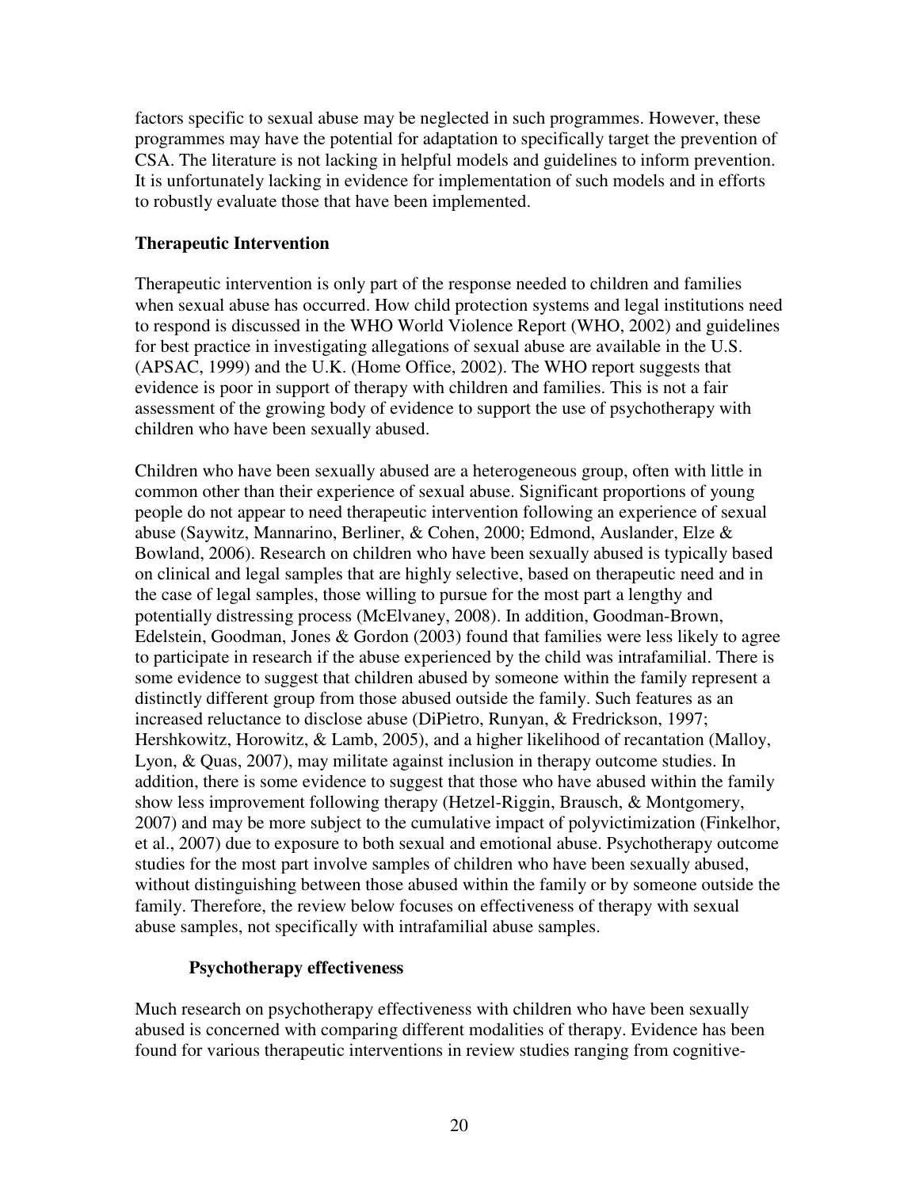factors specific to sexual abuse may be neglected in such programmes. However, these programmes may have the potential for adaptation to specifically target the prevention of CSA. The literature is not lacking in helpful models and guidelines to inform prevention. It is unfortunately lacking in evidence for implementation of such models and in efforts to robustly evaluate those that have been implemented.

## Therapeutic Intervention

Therapeutic intervention is only part of the response needed to children and families when sexual abuse has occurred. How child protection systems and legal institutions need to respond is discussed in the WHO World Violence Report (WHO, 2002) and guidelines for best practice in investigating allegations of sexual abuse are available in the U.S. (APSAC, 1999) and the U.K. (Home Office, 2002). The WHO report suggests that evidence is poor in support of therapy with children and families. This is not a fair assessment of the growing body of evidence to support the use of psychotherapy with children who have been sexually abused.

Children who have been sexually abused are a heterogeneous group, often with little in common other than their experience of sexual abuse. Significant proportions of young people do not appear to need therapeutic intervention following an experience of sexual abuse (Saywitz, Mannarino, Berliner, & Cohen, 2000; Edmond, Auslander, Elze & Bowland, 2006). Research on children who have been sexually abused is typically based on clinical and legal samples that are highly selective, based on therapeutic need and in the case of legal samples, those willing to pursue for the most part a lengthy and potentially distressing process (McElvaney, 2008). In addition, Goodman-Brown, Edelstein, Goodman, Jones & Gordon (2003) found that families were less likely to agree to participate in research if the abuse experienced by the child was intrafamilial. There is some evidence to suggest that children abused by someone within the family represent a distinctly different group from those abused outside the family. Such features as an increased reluctance to disclose abuse (DiPietro, Runyan, & Fredrickson, 1997; Hershkowitz, Horowitz, & Lamb, 2005), and a higher likelihood of recantation (Malloy, Lyon, & Quas, 2007), may militate against inclusion in therapy outcome studies. In addition, there is some evidence to suggest that those who have abused within the family show less improvement following therapy (Hetzel-Riggin, Brausch, & Montgomery, 2007) and may be more subject to the cumulative impact of polyvictimization (Finkelhor, et al., 2007) due to exposure to both sexual and emotional abuse. Psychotherapy outcome studies for the most part involve samples of children who have been sexually abused, without distinguishing between those abused within the family or by someone outside the family. Therefore, the review below focuses on effectiveness of therapy with sexual abuse samples, not specifically with intrafamilial abuse samples.

### Psychotherapy effectiveness

Much research on psychotherapy effectiveness with children who have been sexually abused is concerned with comparing different modalities of therapy. Evidence has been found for various therapeutic interventions in review studies ranging from cognitive-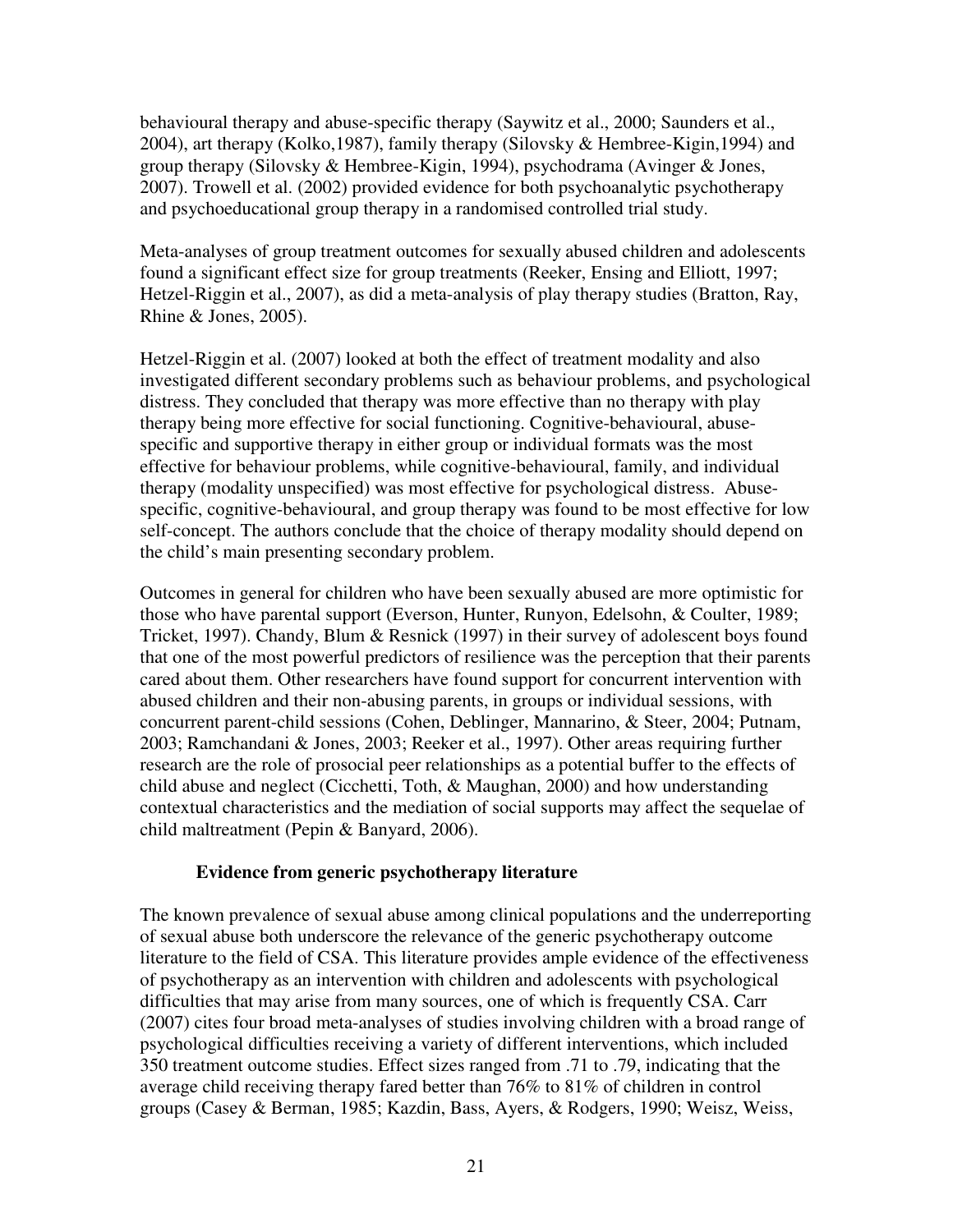behavioural therapy and abuse-specific therapy (Saywitz et al., 2000; Saunders et al., 2004), art therapy (Kolko,1987), family therapy (Silovsky & Hembree-Kigin,1994) and group therapy (Silovsky & Hembree-Kigin, 1994), psychodrama (Avinger & Jones, 2007). Trowell et al. (2002) provided evidence for both psychoanalytic psychotherapy and psychoeducational group therapy in a randomised controlled trial study.

Meta-analyses of group treatment outcomes for sexually abused children and adolescents found a significant effect size for group treatments (Reeker, Ensing and Elliott, 1997; Hetzel-Riggin et al., 2007), as did a meta-analysis of play therapy studies (Bratton, Ray, Rhine & Jones, 2005).

Hetzel-Riggin et al. (2007) looked at both the effect of treatment modality and also investigated different secondary problems such as behaviour problems, and psychological distress. They concluded that therapy was more effective than no therapy with play therapy being more effective for social functioning. Cognitive-behavioural, abuse-specific and supportive therapy in either group or individual formats was the most effective for behaviour problems, while cognitive-behavioural, family, and individual therapy (modality unspecified) was most effective for psychological distress. Abuse-specific, cognitive-behavioural, and group therapy was found to be most effective for low self-concept. The authors conclude that the choice of therapy modality should depend on the child's main presenting secondary problem.

Outcomes in general for children who have been sexually abused are more optimistic for those who have parental support (Everson, Hunter, Runyon, Edelsohn, & Coulter, 1989; Tricket, 1997). Chandy, Blum & Resnick (1997) in their survey of adolescent boys found that one of the most powerful predictors of resilience was the perception that their parents cared about them. Other researchers have found support for concurrent intervention with abused children and their non-abusing parents, in groups or individual sessions, with concurrent parent-child sessions (Cohen, Deblinger, Mannarino, & Steer, 2004; Putnam, 2003; Ramchandani & Jones, 2003; Reeker et al., 1997). Other areas requiring further research are the role of prosocial peer relationships as a potential buffer to the effects of child abuse and neglect (Cicchetti, Toth, & Maughan, 2000) and how understanding contextual characteristics and the mediation of social supports may affect the sequelae of child maltreatment (Pepin & Banyard, 2006).

### Evidence from generic psychotherapy literature

The known prevalence of sexual abuse among clinical populations and the underreporting of sexual abuse both underscore the relevance of the generic psychotherapy outcome literature to the field of CSA. This literature provides ample evidence of the effectiveness of psychotherapy as an intervention with children and adolescents with psychological difficulties that may arise from many sources, one of which is frequently CSA. Carr (2007) cites four broad meta-analyses of studies involving children with a broad range of psychological difficulties receiving a variety of different interventions, which included 350 treatment outcome studies. Effect sizes ranged from .71 to .79, indicating that the average child receiving therapy fared better than 76% to 81% of children in control groups (Casey & Berman, 1985; Kazdin, Bass, Ayers, & Rodgers, 1990; Weisz, Weiss,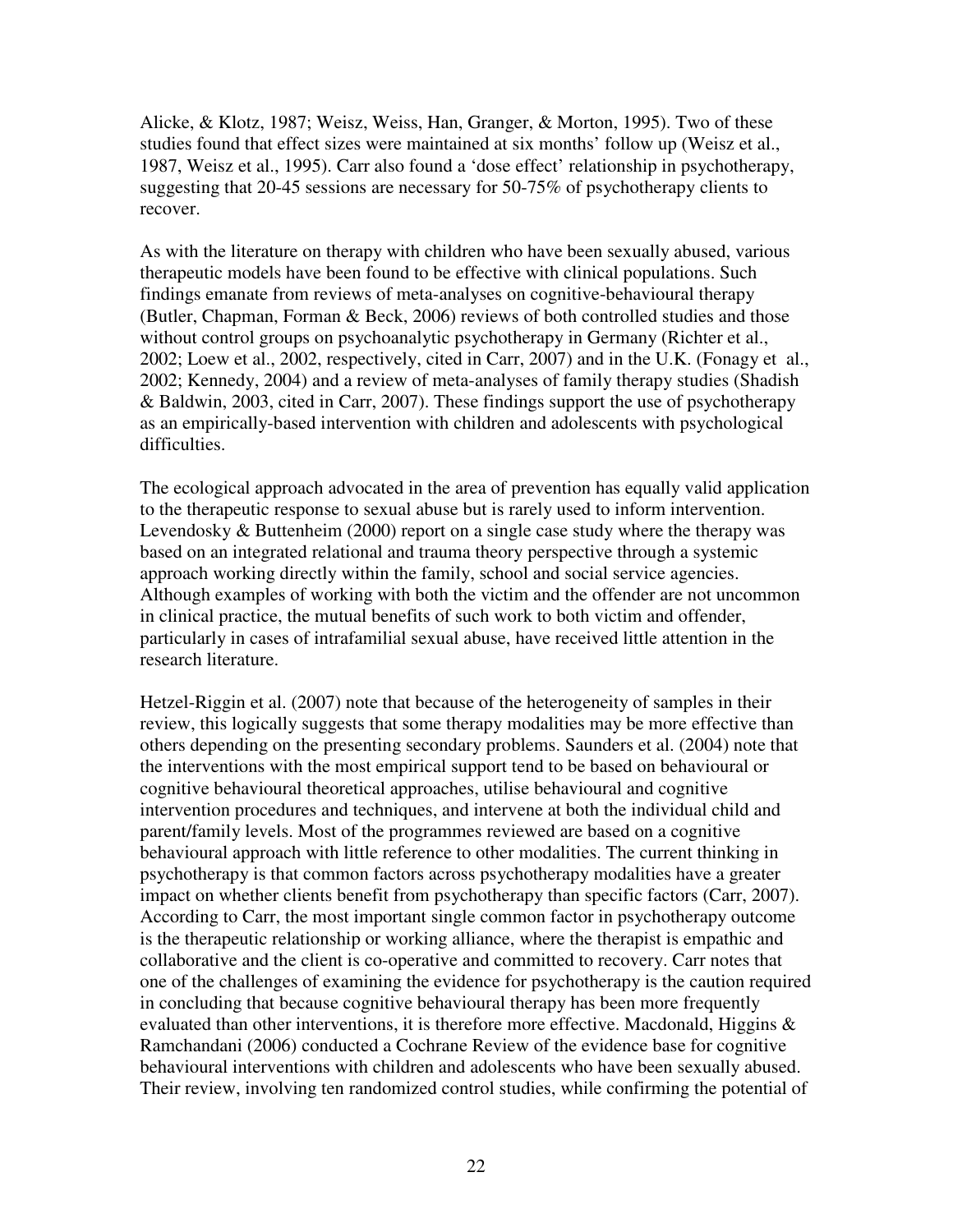Alicke, & Klotz, 1987; Weisz, Weiss, Han, Granger, & Morton, 1995). Two of these studies found that effect sizes were maintained at six months' follow up (Weisz et al., 1987, Weisz et al., 1995). Carr also found a 'dose effect' relationship in psychotherapy, suggesting that 20-45 sessions are necessary for 50-75% of psychotherapy clients to recover.

As with the literature on therapy with children who have been sexually abused, various therapeutic models have been found to be effective with clinical populations. Such findings emanate from reviews of meta-analyses on cognitive-behavioural therapy (Butler, Chapman, Forman & Beck, 2006) reviews of both controlled studies and those without control groups on psychoanalytic psychotherapy in Germany (Richter et al., 2002; Loew et al., 2002, respectively, cited in Carr, 2007) and in the U.K. (Fonagy et al., 2002; Kennedy, 2004) and a review of meta-analyses of family therapy studies (Shadish & Baldwin, 2003, cited in Carr, 2007). These findings support the use of psychotherapy as an empirically-based intervention with children and adolescents with psychological difficulties.

The ecological approach advocated in the area of prevention has equally valid application to the therapeutic response to sexual abuse but is rarely used to inform intervention. Levendosky & Buttenheim (2000) report on a single case study where the therapy was based on an integrated relational and trauma theory perspective through a systemic approach working directly within the family, school and social service agencies. Although examples of working with both the victim and the offender are not uncommon in clinical practice, the mutual benefits of such work to both victim and offender, particularly in cases of intrafamilial sexual abuse, have received little attention in the research literature.

Hetzel-Riggin et al. (2007) note that because of the heterogeneity of samples in their review, this logically suggests that some therapy modalities may be more effective than others depending on the presenting secondary problems. Saunders et al. (2004) note that the interventions with the most empirical support tend to be based on behavioural or cognitive behavioural theoretical approaches, utilise behavioural and cognitive intervention procedures and techniques, and intervene at both the individual child and parent/family levels. Most of the programmes reviewed are based on a cognitive behavioural approach with little reference to other modalities. The current thinking in psychotherapy is that common factors across psychotherapy modalities have a greater impact on whether clients benefit from psychotherapy than specific factors (Carr, 2007). According to Carr, the most important single common factor in psychotherapy outcome is the therapeutic relationship or working alliance, where the therapist is empathic and collaborative and the client is co-operative and committed to recovery. Carr notes that one of the challenges of examining the evidence for psychotherapy is the caution required in concluding that because cognitive behavioural therapy has been more frequently evaluated than other interventions, it is therefore more effective. Macdonald, Higgins & Ramchandani (2006) conducted a Cochrane Review of the evidence base for cognitive behavioural interventions with children and adolescents who have been sexually abused. Their review, involving ten randomized control studies, while confirming the potential of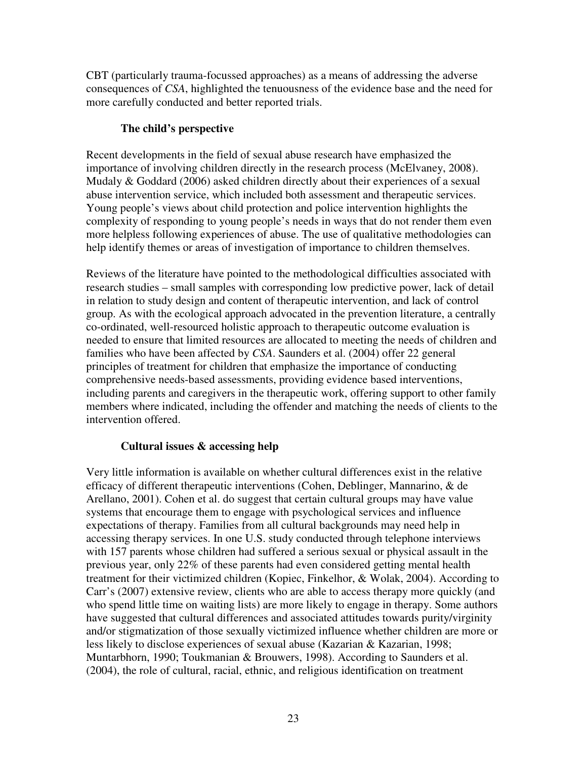CBT (particularly trauma-focussed approaches) as a means of addressing the adverse consequences of *CSA*, highlighted the tenuousness of the evidence base and the need for more carefully conducted and better reported trials.

### The child's perspective

Recent developments in the field of sexual abuse research have emphasized the importance of involving children directly in the research process (McElvaney, 2008). Mudaly & Goddard (2006) asked children directly about their experiences of a sexual abuse intervention service, which included both assessment and therapeutic services. Young people's views about child protection and police intervention highlights the complexity of responding to young people's needs in ways that do not render them even more helpless following experiences of abuse. The use of qualitative methodologies can help identify themes or areas of investigation of importance to children themselves.

Reviews of the literature have pointed to the methodological difficulties associated with research studies – small samples with corresponding low predictive power, lack of detail in relation to study design and content of therapeutic intervention, and lack of control group. As with the ecological approach advocated in the prevention literature, a centrally co-ordinated, well-resourced holistic approach to therapeutic outcome evaluation is needed to ensure that limited resources are allocated to meeting the needs of children and families who have been affected by *CSA*. Saunders et al. (2004) offer 22 general principles of treatment for children that emphasize the importance of conducting comprehensive needs-based assessments, providing evidence based interventions, including parents and caregivers in the therapeutic work, offering support to other family members where indicated, including the offender and matching the needs of clients to the intervention offered.

### Cultural issues & accessing help

Very little information is available on whether cultural differences exist in the relative efficacy of different therapeutic interventions (Cohen, Deblinger, Mannarino, & de Arellano, 2001). Cohen et al. do suggest that certain cultural groups may have value systems that encourage them to engage with psychological services and influence expectations of therapy. Families from all cultural backgrounds may need help in accessing therapy services. In one U.S. study conducted through telephone interviews with 157 parents whose children had suffered a serious sexual or physical assault in the previous year, only 22% of these parents had even considered getting mental health treatment for their victimized children (Kopiec, Finkelhor, & Wolak, 2004). According to Carr's (2007) extensive review, clients who are able to access therapy more quickly (and who spend little time on waiting lists) are more likely to engage in therapy. Some authors have suggested that cultural differences and associated attitudes towards purity/virginity and/or stigmatization of those sexually victimized influence whether children are more or less likely to disclose experiences of sexual abuse (Kazarian & Kazarian, 1998; Muntarbhorn, 1990; Toukmanian & Brouwers, 1998). According to Saunders et al. (2004), the role of cultural, racial, ethnic, and religious identification on treatment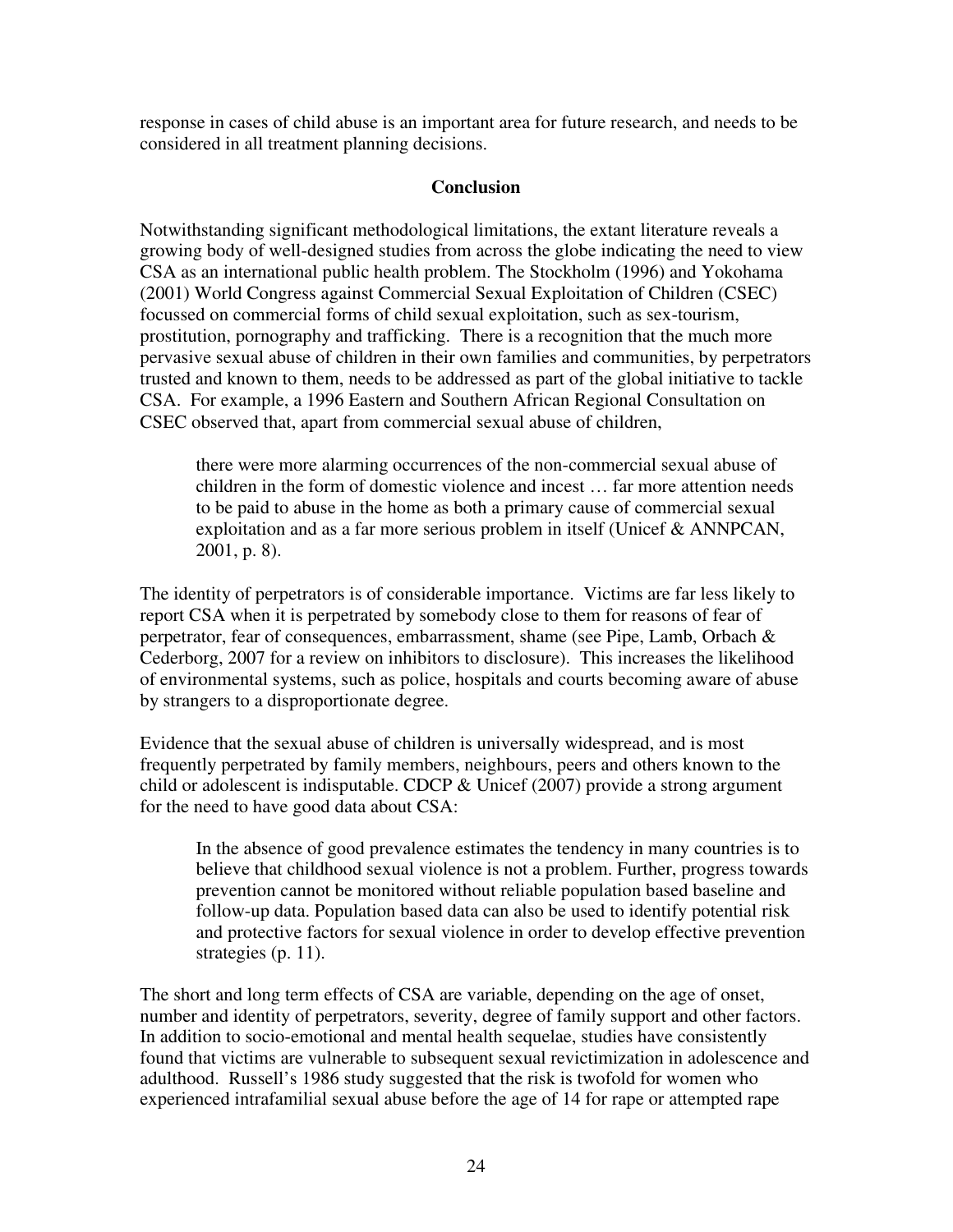response in cases of child abuse is an important area for future research, and needs to be considered in all treatment planning decisions.

## Conclusion

Notwithstanding significant methodological limitations, the extant literature reveals a growing body of well-designed studies from across the globe indicating the need to view CSA as an international public health problem. The Stockholm (1996) and Yokohama (2001) World Congress against Commercial Sexual Exploitation of Children (CSEC) focussed on commercial forms of child sexual exploitation, such as sex-tourism, prostitution, pornography and trafficking. There is a recognition that the much more pervasive sexual abuse of children in their own families and communities, by perpetrators trusted and known to them, needs to be addressed as part of the global initiative to tackle CSA. For example, a 1996 Eastern and Southern African Regional Consultation on CSEC observed that, apart from commercial sexual abuse of children,

> there were more alarming occurrences of the non-commercial sexual abuse of children in the form of domestic violence and incest … far more attention needs to be paid to abuse in the home as both a primary cause of commercial sexual exploitation and as a far more serious problem in itself (Unicef & ANNPCAN, 2001, p. 8).

The identity of perpetrators is of considerable importance. Victims are far less likely to report CSA when it is perpetrated by somebody close to them for reasons of fear of perpetrator, fear of consequences, embarrassment, shame (see Pipe, Lamb, Orbach & Cederborg, 2007 for a review on inhibitors to disclosure). This increases the likelihood of environmental systems, such as police, hospitals and courts becoming aware of abuse by strangers to a disproportionate degree.

Evidence that the sexual abuse of children is universally widespread, and is most frequently perpetrated by family members, neighbours, peers and others known to the child or adolescent is indisputable. CDCP & Unicef (2007) provide a strong argument for the need to have good data about CSA:

> In the absence of good prevalence estimates the tendency in many countries is to believe that childhood sexual violence is not a problem. Further, progress towards prevention cannot be monitored without reliable population based baseline and follow-up data. Population based data can also be used to identify potential risk and protective factors for sexual violence in order to develop effective prevention strategies (p. 11).

The short and long term effects of CSA are variable, depending on the age of onset, number and identity of perpetrators, severity, degree of family support and other factors. In addition to socio-emotional and mental health sequelae, studies have consistently found that victims are vulnerable to subsequent sexual revictimization in adolescence and adulthood. Russell's 1986 study suggested that the risk is twofold for women who experienced intrafamilial sexual abuse before the age of 14 for rape or attempted rape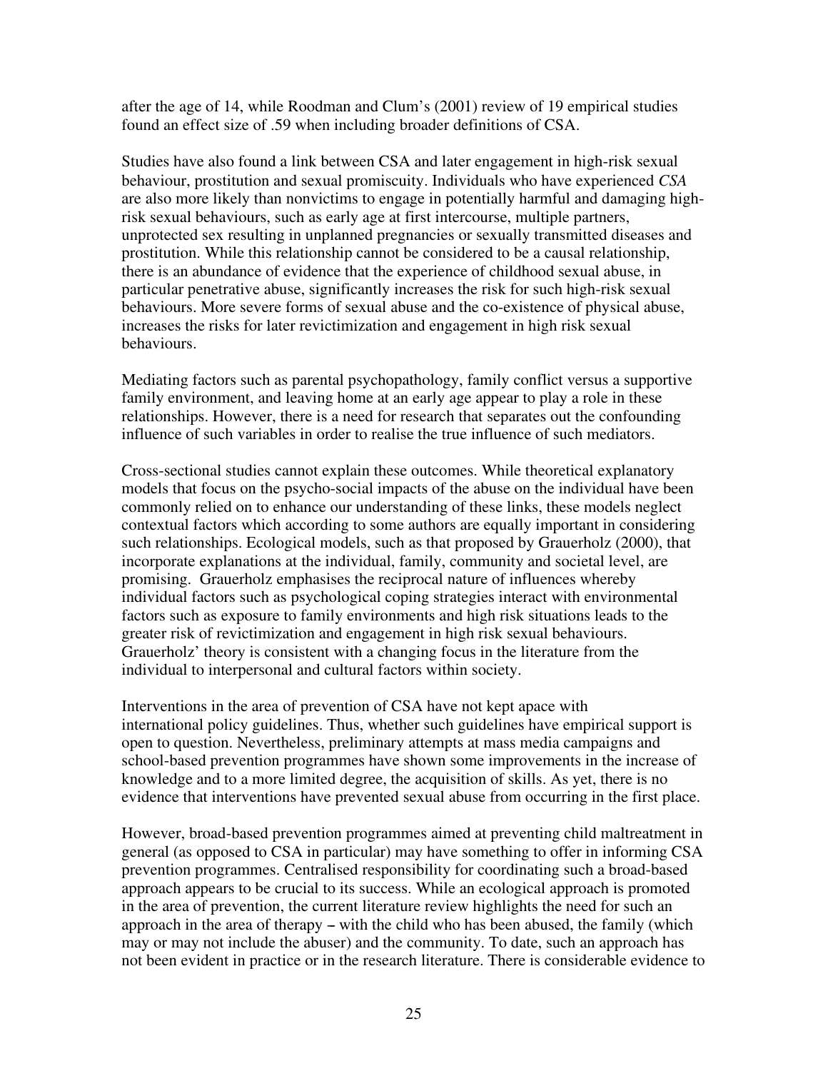after the age of 14, while Roodman and Clum's (2001) review of 19 empirical studies found an effect size of .59 when including broader definitions of CSA.

Studies have also found a link between CSA and later engagement in high-risk sexual behaviour, prostitution and sexual promiscuity. Individuals who have experienced *CSA* are also more likely than nonvictims to engage in potentially harmful and damaging high-risk sexual behaviours, such as early age at first intercourse, multiple partners, unprotected sex resulting in unplanned pregnancies or sexually transmitted diseases and prostitution. While this relationship cannot be considered to be a causal relationship, there is an abundance of evidence that the experience of childhood sexual abuse, in particular penetrative abuse, significantly increases the risk for such high-risk sexual behaviours. More severe forms of sexual abuse and the co-existence of physical abuse, increases the risks for later revictimization and engagement in high risk sexual behaviours.

Mediating factors such as parental psychopathology, family conflict versus a supportive family environment, and leaving home at an early age appear to play a role in these relationships. However, there is a need for research that separates out the confounding influence of such variables in order to realise the true influence of such mediators.

Cross-sectional studies cannot explain these outcomes. While theoretical explanatory models that focus on the psycho-social impacts of the abuse on the individual have been commonly relied on to enhance our understanding of these links, these models neglect contextual factors which according to some authors are equally important in considering such relationships. Ecological models, such as that proposed by Grauerholz (2000), that incorporate explanations at the individual, family, community and societal level, are promising. Grauerholz emphasises the reciprocal nature of influences whereby individual factors such as psychological coping strategies interact with environmental factors such as exposure to family environments and high risk situations leads to the greater risk of revictimization and engagement in high risk sexual behaviours. Grauerholz' theory is consistent with a changing focus in the literature from the individual to interpersonal and cultural factors within society.

Interventions in the area of prevention of CSA have not kept apace with international policy guidelines. Thus, whether such guidelines have empirical support is open to question. Nevertheless, preliminary attempts at mass media campaigns and school-based prevention programmes have shown some improvements in the increase of knowledge and to a more limited degree, the acquisition of skills. As yet, there is no evidence that interventions have prevented sexual abuse from occurring in the first place.

However, broad-based prevention programmes aimed at preventing child maltreatment in general (as opposed to CSA in particular) may have something to offer in informing CSA prevention programmes. Centralised responsibility for coordinating such a broad-based approach appears to be crucial to its success. While an ecological approach is promoted in the area of prevention, the current literature review highlights the need for such an approach in the area of therapy – with the child who has been abused, the family (which may or may not include the abuser) and the community. To date, such an approach has not been evident in practice or in the research literature. There is considerable evidence to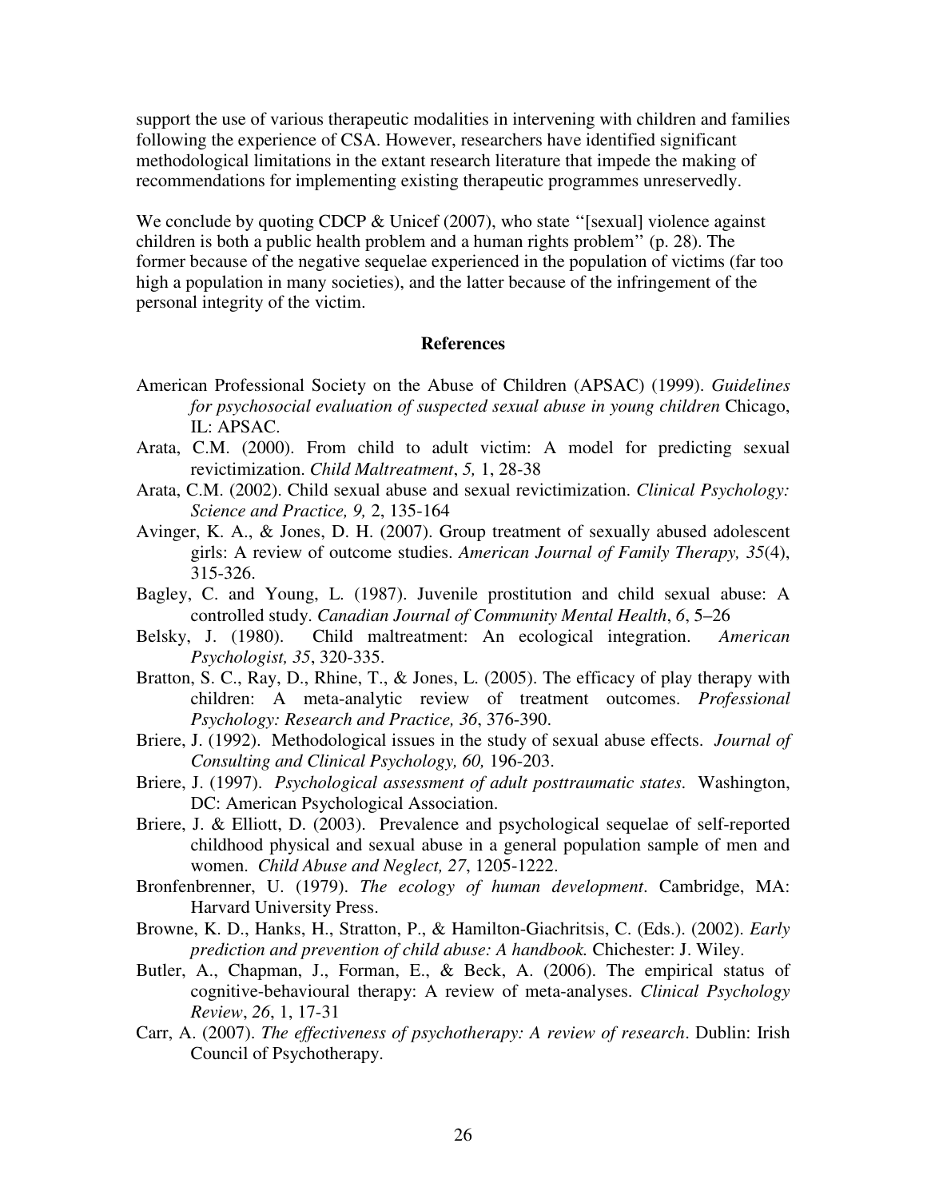support the use of various therapeutic modalities in intervening with children and families following the experience of CSA. However, researchers have identified significant methodological limitations in the extant research literature that impede the making of recommendations for implementing existing therapeutic programmes unreservedly.

We conclude by quoting CDCP & Unicef (2007), who state ''[sexual] violence against children is both a public health problem and a human rights problem'' (p. 28). The former because of the negative sequelae experienced in the population of victims (far too high a population in many societies), and the latter because of the infringement of the personal integrity of the victim.

## References

American Professional Society on the Abuse of Children (APSAC) (1999). *Guidelines for psychosocial evaluation of suspected sexual abuse in young children* Chicago, IL: APSAC.

Arata, C.M. (2000). From child to adult victim: A model for predicting sexual revictimization. *Child Maltreatment*, *5,* 1, 28-38

Arata, C.M. (2002). Child sexual abuse and sexual revictimization. *Clinical Psychology: Science and Practice, 9,* 2, 135-164

Avinger, K. A., & Jones, D. H. (2007). Group treatment of sexually abused adolescent girls: A review of outcome studies. *American Journal of Family Therapy, 35*(4), 315-326.

Bagley, C. and Young, L. (1987). Juvenile prostitution and child sexual abuse: A controlled study. *Canadian Journal of Community Mental Health*, *6*, 5–26

Belsky, J. (1980). Child maltreatment: An ecological integration. *American Psychologist, 35*, 320-335.

Bratton, S. C., Ray, D., Rhine, T., & Jones, L. (2005). The efficacy of play therapy with children: A meta-analytic review of treatment outcomes. *Professional Psychology: Research and Practice, 36*, 376-390.

Briere, J. (1992). Methodological issues in the study of sexual abuse effects. *Journal of Consulting and Clinical Psychology, 60,* 196-203.

Briere, J. (1997). *Psychological assessment of adult posttraumatic states*. Washington, DC: American Psychological Association.

Briere, J. & Elliott, D. (2003). Prevalence and psychological sequelae of self-reported childhood physical and sexual abuse in a general population sample of men and women. *Child Abuse and Neglect, 27*, 1205-1222.

Bronfenbrenner, U. (1979). *The ecology of human development*. Cambridge, MA: Harvard University Press.

Browne, K. D., Hanks, H., Stratton, P., & Hamilton-Giachritsis, C. (Eds.). (2002). *Early prediction and prevention of child abuse: A handbook.* Chichester: J. Wiley.

Butler, A., Chapman, J., Forman, E., & Beck, A. (2006). The empirical status of cognitive-behavioural therapy: A review of meta-analyses. *Clinical Psychology Review*, *26*, 1, 17-31

Carr, A. (2007). *The effectiveness of psychotherapy: A review of research*. Dublin: Irish Council of Psychotherapy.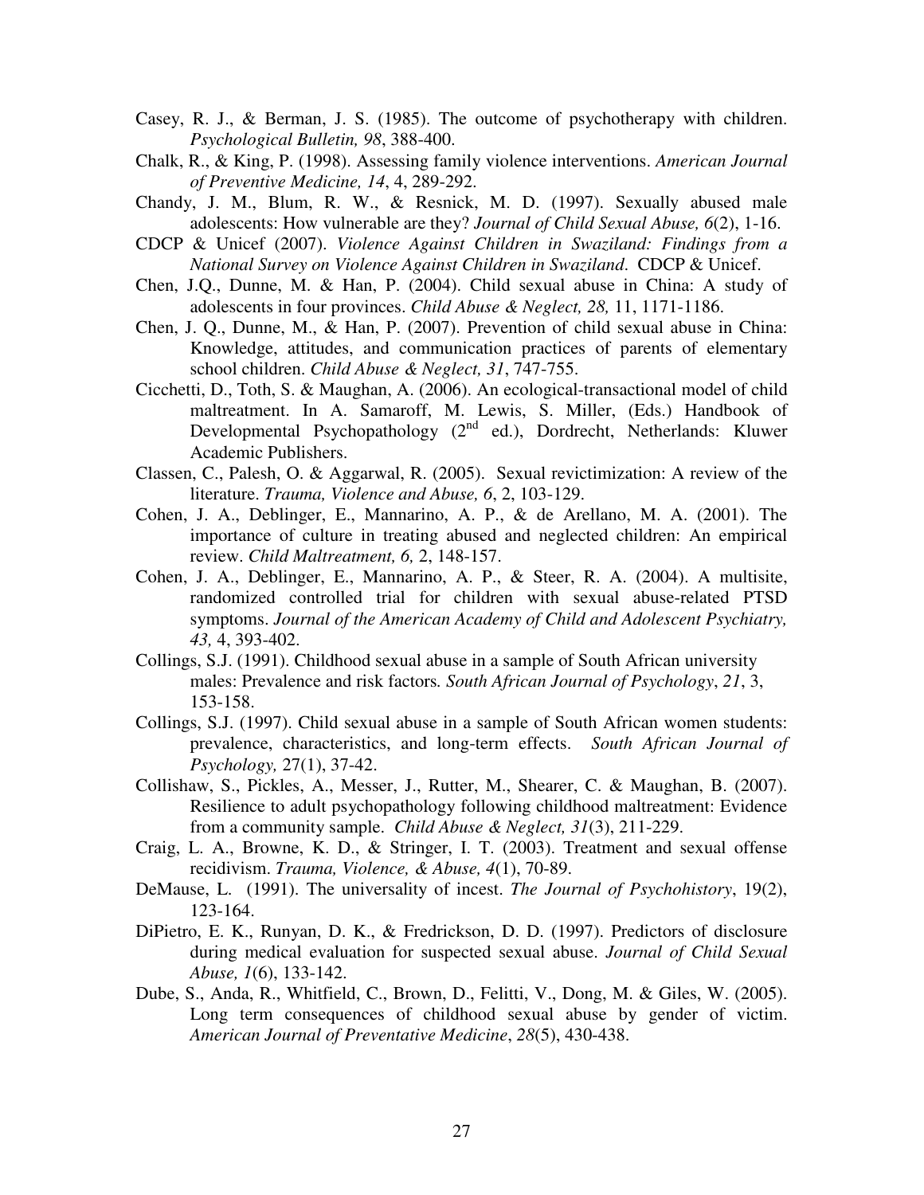Casey, R. J., & Berman, J. S. (1985). The outcome of psychotherapy with children. *Psychological Bulletin, 98*, 388-400.

Chalk, R., & King, P. (1998). Assessing family violence interventions. *American Journal of Preventive Medicine, 14*, 4, 289-292.

Chandy, J. M., Blum, R. W., & Resnick, M. D. (1997). Sexually abused male adolescents: How vulnerable are they? *Journal of Child Sexual Abuse, 6*(2), 1-16.

CDCP & Unicef (2007). *Violence Against Children in Swaziland: Findings from a National Survey on Violence Against Children in Swaziland*. CDCP & Unicef.

Chen, J.Q., Dunne, M. & Han, P. (2004). Child sexual abuse in China: A study of adolescents in four provinces. *Child Abuse & Neglect, 28,* 11, 1171-1186.

Chen, J. Q., Dunne, M., & Han, P. (2007). Prevention of child sexual abuse in China: Knowledge, attitudes, and communication practices of parents of elementary school children. *Child Abuse & Neglect, 31*, 747-755.

Cicchetti, D., Toth, S. & Maughan, A. (2006). An ecological-transactional model of child maltreatment. In A. Samaroff, M. Lewis, S. Miller, (Eds.) Handbook of Developmental Psychopathology (2nd ed.), Dordrecht, Netherlands: Kluwer Academic Publishers.

Classen, C., Palesh, O. & Aggarwal, R. (2005). Sexual revictimization: A review of the literature. *Trauma, Violence and Abuse, 6*, 2, 103-129.

Cohen, J. A., Deblinger, E., Mannarino, A. P., & de Arellano, M. A. (2001). The importance of culture in treating abused and neglected children: An empirical review. *Child Maltreatment, 6,* 2, 148-157.

Cohen, J. A., Deblinger, E., Mannarino, A. P., & Steer, R. A. (2004). A multisite, randomized controlled trial for children with sexual abuse-related PTSD symptoms. *Journal of the American Academy of Child and Adolescent Psychiatry, 43,* 4, 393-402.

Collings, S.J. (1991). Childhood sexual abuse in a sample of South African university males: Prevalence and risk factors*. South African Journal of Psychology*, *21*, 3, 153-158.

Collings, S.J. (1997). Child sexual abuse in a sample of South African women students: prevalence, characteristics, and long-term effects. *South African Journal of Psychology,* 27(1), 37-42.

Collishaw, S., Pickles, A., Messer, J., Rutter, M., Shearer, C. & Maughan, B. (2007). Resilience to adult psychopathology following childhood maltreatment: Evidence from a community sample. *Child Abuse & Neglect, 31*(3), 211-229.

Craig, L. A., Browne, K. D., & Stringer, I. T. (2003). Treatment and sexual offense recidivism. *Trauma, Violence, & Abuse, 4*(1), 70-89.

DeMause, L. (1991). The universality of incest. *The Journal of Psychohistory*, 19(2), 123-164.

DiPietro, E. K., Runyan, D. K., & Fredrickson, D. D. (1997). Predictors of disclosure during medical evaluation for suspected sexual abuse. *Journal of Child Sexual Abuse, 1*(6), 133-142.

Dube, S., Anda, R., Whitfield, C., Brown, D., Felitti, V., Dong, M. & Giles, W. (2005). Long term consequences of childhood sexual abuse by gender of victim. *American Journal of Preventative Medicine*, *28*(5), 430-438.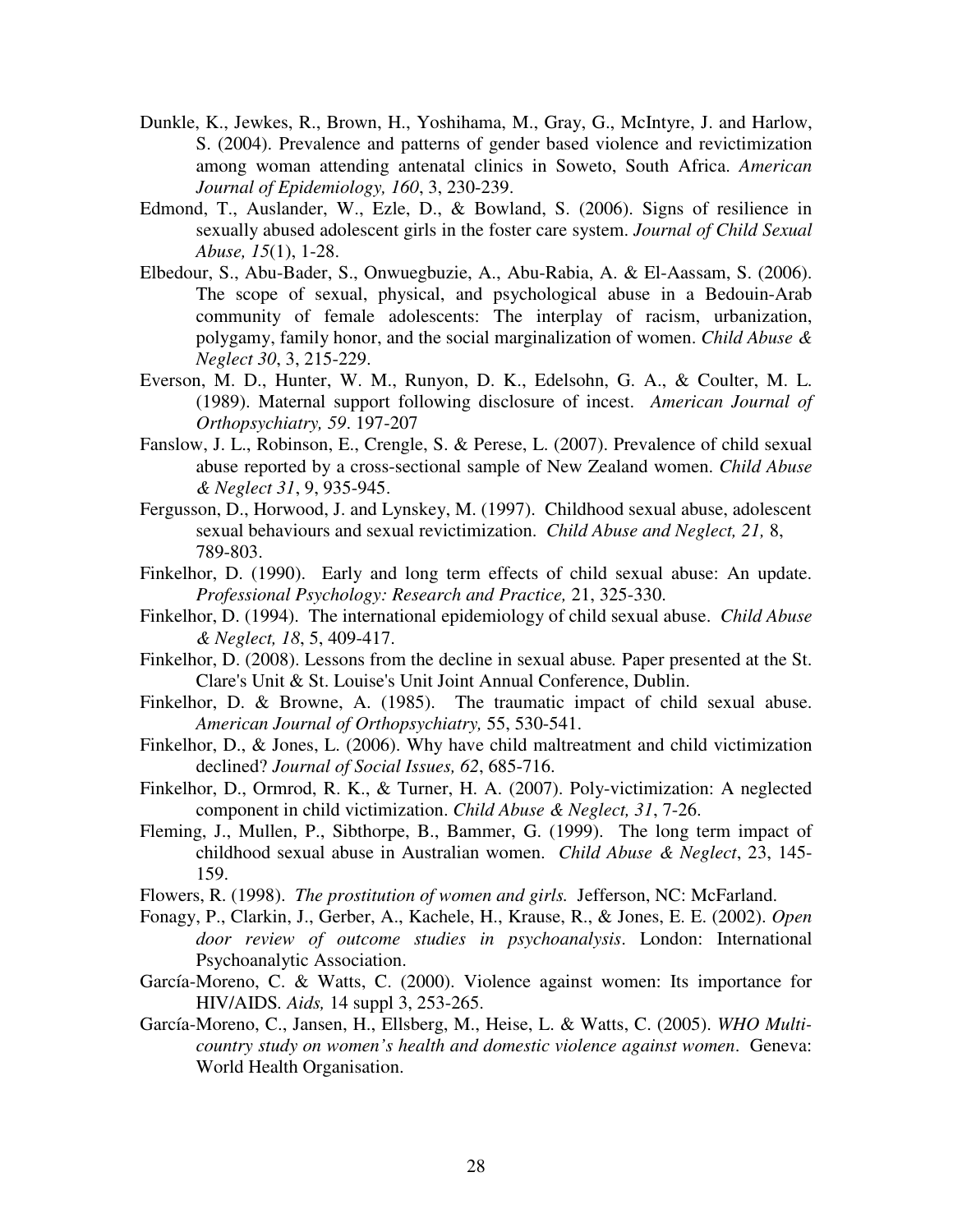Dunkle, K., Jewkes, R., Brown, H., Yoshihama, M., Gray, G., McIntyre, J. and Harlow, S. (2004). Prevalence and patterns of gender based violence and revictimization among woman attending antenatal clinics in Soweto, South Africa. *American Journal of Epidemiology, 160*, 3, 230-239.

Edmond, T., Auslander, W., Ezle, D., & Bowland, S. (2006). Signs of resilience in sexually abused adolescent girls in the foster care system. *Journal of Child Sexual Abuse, 15*(1), 1-28.

Elbedour, S., Abu-Bader, S., Onwuegbuzie, A., Abu-Rabia, A. & El-Aassam, S. (2006). The scope of sexual, physical, and psychological abuse in a Bedouin-Arab community of female adolescents: The interplay of racism, urbanization, polygamy, family honor, and the social marginalization of women. *Child Abuse & Neglect 30*, 3, 215-229.

Everson, M. D., Hunter, W. M., Runyon, D. K., Edelsohn, G. A., & Coulter, M. L. (1989). Maternal support following disclosure of incest. *American Journal of Orthopsychiatry, 59*. 197-207

Fanslow, J. L., Robinson, E., Crengle, S. & Perese, L. (2007). Prevalence of child sexual abuse reported by a cross-sectional sample of New Zealand women. *Child Abuse & Neglect 31*, 9, 935-945.

Fergusson, D., Horwood, J. and Lynskey, M. (1997). Childhood sexual abuse, adolescent sexual behaviours and sexual revictimization. *Child Abuse and Neglect, 21,* 8, 789-803.

Finkelhor, D. (1990). Early and long term effects of child sexual abuse: An update. *Professional Psychology: Research and Practice,* 21, 325-330.

Finkelhor, D. (1994). The international epidemiology of child sexual abuse. *Child Abuse & Neglect, 18*, 5, 409-417.

Finkelhor, D. (2008). Lessons from the decline in sexual abuse*.* Paper presented at the St. Clare's Unit & St. Louise's Unit Joint Annual Conference, Dublin.

Finkelhor, D. & Browne, A. (1985). The traumatic impact of child sexual abuse. *American Journal of Orthopsychiatry,* 55, 530-541.

Finkelhor, D., & Jones, L. (2006). Why have child maltreatment and child victimization declined? *Journal of Social Issues, 62*, 685-716.

Finkelhor, D., Ormrod, R. K., & Turner, H. A. (2007). Poly-victimization: A neglected component in child victimization. *Child Abuse & Neglect, 31*, 7-26.

Fleming, J., Mullen, P., Sibthorpe, B., Bammer, G. (1999). The long term impact of childhood sexual abuse in Australian women. *Child Abuse & Neglect*, 23, 145-159.

Flowers, R. (1998). *The prostitution of women and girls.* Jefferson, NC: McFarland.

Fonagy, P., Clarkin, J., Gerber, A., Kachele, H., Krause, R., & Jones, E. E. (2002). *Open door review of outcome studies in psychoanalysis*. London: International Psychoanalytic Association.

García-Moreno, C. & Watts, C. (2000). Violence against women: Its importance for HIV/AIDS. *Aids,* 14 suppl 3, 253-265.

García-Moreno, C., Jansen, H., Ellsberg, M., Heise, L. & Watts, C. (2005). *WHO Multi-country study on women's health and domestic violence against women*. Geneva: World Health Organisation.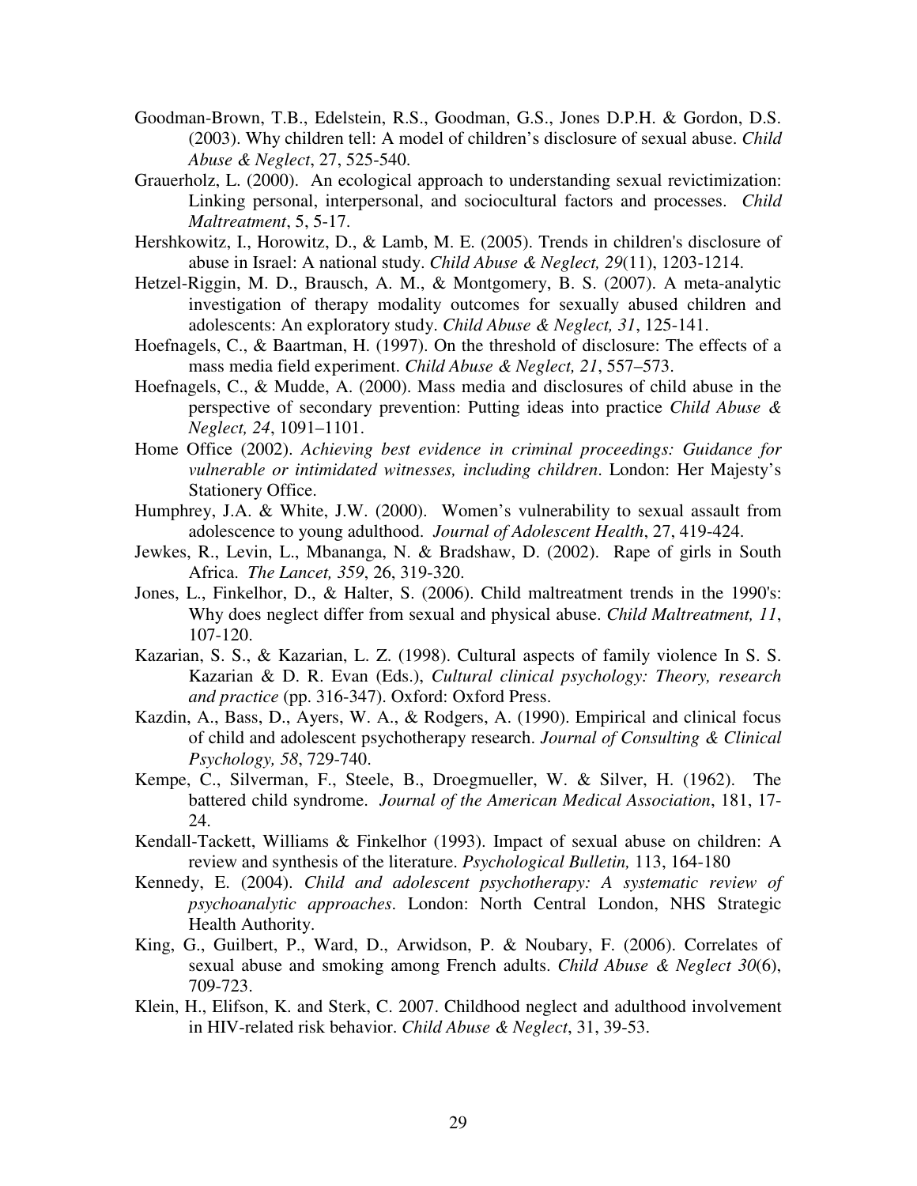Goodman-Brown, T.B., Edelstein, R.S., Goodman, G.S., Jones D.P.H. & Gordon, D.S. (2003). Why children tell: A model of children's disclosure of sexual abuse. *Child Abuse & Neglect*, 27, 525-540.

Grauerholz, L. (2000). An ecological approach to understanding sexual revictimization: Linking personal, interpersonal, and sociocultural factors and processes. *Child Maltreatment*, 5, 5-17.

Hershkowitz, I., Horowitz, D., & Lamb, M. E. (2005). Trends in children's disclosure of abuse in Israel: A national study. *Child Abuse & Neglect, 29*(11), 1203-1214.

Hetzel-Riggin, M. D., Brausch, A. M., & Montgomery, B. S. (2007). A meta-analytic investigation of therapy modality outcomes for sexually abused children and adolescents: An exploratory study. *Child Abuse & Neglect, 31*, 125-141.

Hoefnagels, C., & Baartman, H. (1997). On the threshold of disclosure: The effects of a mass media field experiment. *Child Abuse & Neglect, 21*, 557–573.

Hoefnagels, C., & Mudde, A. (2000). Mass media and disclosures of child abuse in the perspective of secondary prevention: Putting ideas into practice *Child Abuse & Neglect, 24*, 1091–1101.

Home Office (2002). *Achieving best evidence in criminal proceedings: Guidance for vulnerable or intimidated witnesses, including children*. London: Her Majesty's Stationery Office.

Humphrey, J.A. & White, J.W. (2000). Women's vulnerability to sexual assault from adolescence to young adulthood. *Journal of Adolescent Health*, 27, 419-424.

Jewkes, R., Levin, L., Mbananga, N. & Bradshaw, D. (2002). Rape of girls in South Africa. *The Lancet, 359*, 26, 319-320.

Jones, L., Finkelhor, D., & Halter, S. (2006). Child maltreatment trends in the 1990's: Why does neglect differ from sexual and physical abuse. *Child Maltreatment, 11*, 107-120.

Kazarian, S. S., & Kazarian, L. Z. (1998). Cultural aspects of family violence In S. S. Kazarian & D. R. Evan (Eds.), *Cultural clinical psychology: Theory, research and practice* (pp. 316-347). Oxford: Oxford Press.

Kazdin, A., Bass, D., Ayers, W. A., & Rodgers, A. (1990). Empirical and clinical focus of child and adolescent psychotherapy research. *Journal of Consulting & Clinical Psychology, 58*, 729-740.

Kempe, C., Silverman, F., Steele, B., Droegmueller, W. & Silver, H. (1962). The battered child syndrome. *Journal of the American Medical Association*, 181, 17-24.

Kendall-Tackett, Williams & Finkelhor (1993). Impact of sexual abuse on children: A review and synthesis of the literature. *Psychological Bulletin,* 113, 164-180

Kennedy, E. (2004). *Child and adolescent psychotherapy: A systematic review of psychoanalytic approaches*. London: North Central London, NHS Strategic Health Authority.

King, G., Guilbert, P., Ward, D., Arwidson, P. & Noubary, F. (2006). Correlates of sexual abuse and smoking among French adults. *Child Abuse & Neglect 30*(6), 709-723.

Klein, H., Elifson, K. and Sterk, C. 2007. Childhood neglect and adulthood involvement in HIV-related risk behavior. *Child Abuse & Neglect*, 31, 39-53.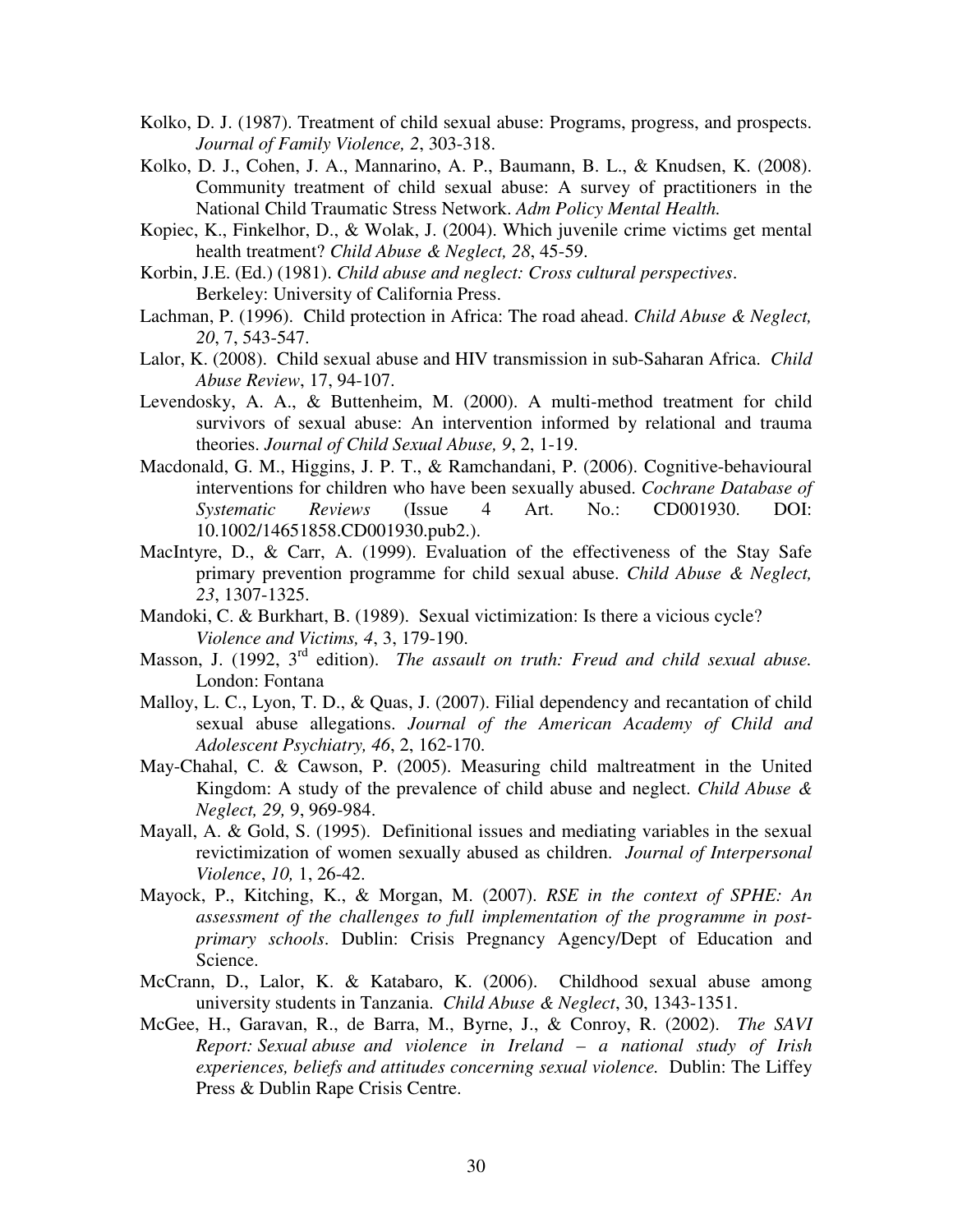Kolko, D. J. (1987). Treatment of child sexual abuse: Programs, progress, and prospects. *Journal of Family Violence, 2*, 303-318.

Kolko, D. J., Cohen, J. A., Mannarino, A. P., Baumann, B. L., & Knudsen, K. (2008). Community treatment of child sexual abuse: A survey of practitioners in the National Child Traumatic Stress Network. *Adm Policy Mental Health.*

Kopiec, K., Finkelhor, D., & Wolak, J. (2004). Which juvenile crime victims get mental health treatment? *Child Abuse & Neglect, 28*, 45-59.

Korbin, J.E. (Ed.) (1981). *Child abuse and neglect: Cross cultural perspectives*. Berkeley: University of California Press.

Lachman, P. (1996). Child protection in Africa: The road ahead. *Child Abuse & Neglect, 20*, 7, 543-547.

Lalor, K. (2008). Child sexual abuse and HIV transmission in sub-Saharan Africa. *Child Abuse Review*, 17, 94-107.

Levendosky, A. A., & Buttenheim, M. (2000). A multi-method treatment for child survivors of sexual abuse: An intervention informed by relational and trauma theories. *Journal of Child Sexual Abuse, 9*, 2, 1-19.

Macdonald, G. M., Higgins, J. P. T., & Ramchandani, P. (2006). Cognitive-behavioural interventions for children who have been sexually abused. *Cochrane Database of Systematic Reviews* (Issue 4 Art. No.: CD001930. DOI: 10.1002/14651858.CD001930.pub2.).

MacIntyre, D., & Carr, A. (1999). Evaluation of the effectiveness of the Stay Safe primary prevention programme for child sexual abuse. *Child Abuse & Neglect, 23*, 1307-1325.

Mandoki, C. & Burkhart, B. (1989). Sexual victimization: Is there a vicious cycle? *Violence and Victims, 4*, 3, 179-190.

Masson, J. (1992, 3rd edition). *The assault on truth: Freud and child sexual abuse.* London: Fontana

Malloy, L. C., Lyon, T. D., & Quas, J. (2007). Filial dependency and recantation of child sexual abuse allegations. *Journal of the American Academy of Child and Adolescent Psychiatry, 46*, 2, 162-170.

May-Chahal, C. & Cawson, P. (2005). Measuring child maltreatment in the United Kingdom: A study of the prevalence of child abuse and neglect. *Child Abuse & Neglect, 29,* 9, 969-984.

Mayall, A. & Gold, S. (1995). Definitional issues and mediating variables in the sexual revictimization of women sexually abused as children. *Journal of Interpersonal Violence*, *10,* 1, 26-42.

Mayock, P., Kitching, K., & Morgan, M. (2007). *RSE in the context of SPHE: An assessment of the challenges to full implementation of the programme in post-primary schools*. Dublin: Crisis Pregnancy Agency/Dept of Education and Science.

McCrann, D., Lalor, K. & Katabaro, K. (2006). Childhood sexual abuse among university students in Tanzania. *Child Abuse & Neglect*, 30, 1343-1351.

McGee, H., Garavan, R., de Barra, M., Byrne, J., & Conroy, R. (2002). *The SAVI Report: Sexual abuse and violence in Ireland – a national study of Irish experiences, beliefs and attitudes concerning sexual violence.* Dublin: The Liffey Press & Dublin Rape Crisis Centre.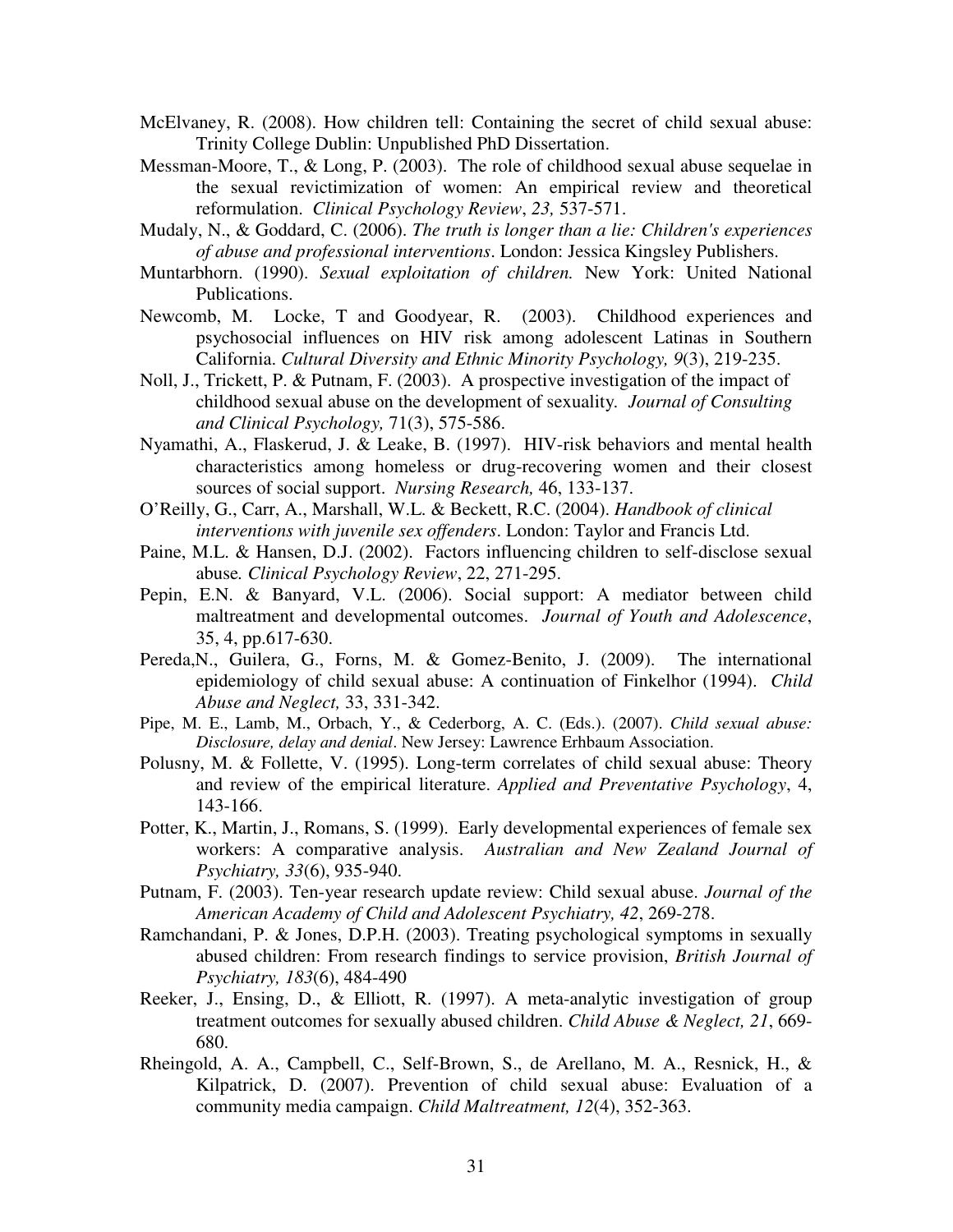McElvaney, R. (2008). How children tell: Containing the secret of child sexual abuse: Trinity College Dublin: Unpublished PhD Dissertation.

Messman-Moore, T., & Long, P. (2003). The role of childhood sexual abuse sequelae in the sexual revictimization of women: An empirical review and theoretical reformulation. *Clinical Psychology Review*, *23,* 537-571.

Mudaly, N., & Goddard, C. (2006). *The truth is longer than a lie: Children's experiences of abuse and professional interventions*. London: Jessica Kingsley Publishers.

Muntarbhorn. (1990). *Sexual exploitation of children.* New York: United National Publications.

Newcomb, M. Locke, T and Goodyear, R. (2003). Childhood experiences and psychosocial influences on HIV risk among adolescent Latinas in Southern California. *Cultural Diversity and Ethnic Minority Psychology, 9*(3), 219-235.

Noll, J., Trickett, P. & Putnam, F. (2003). A prospective investigation of the impact of childhood sexual abuse on the development of sexuality. *Journal of Consulting and Clinical Psychology,* 71(3), 575-586.

Nyamathi, A., Flaskerud, J. & Leake, B. (1997). HIV-risk behaviors and mental health characteristics among homeless or drug-recovering women and their closest sources of social support. *Nursing Research,* 46, 133-137.

O'Reilly, G., Carr, A., Marshall, W.L. & Beckett, R.C. (2004). *Handbook of clinical interventions with juvenile sex offenders*. London: Taylor and Francis Ltd.

Paine, M.L. & Hansen, D.J. (2002). Factors influencing children to self-disclose sexual abuse*. Clinical Psychology Review*, 22, 271-295.

Pepin, E.N. & Banyard, V.L. (2006). Social support: A mediator between child maltreatment and developmental outcomes. *Journal of Youth and Adolescence*, 35, 4, pp.617-630.

Pereda,N., Guilera, G., Forns, M. & Gomez-Benito, J. (2009). The international epidemiology of child sexual abuse: A continuation of Finkelhor (1994). *Child Abuse and Neglect,* 33, 331-342.

Pipe, M. E., Lamb, M., Orbach, Y., & Cederborg, A. C. (Eds.). (2007). *Child sexual abuse: Disclosure, delay and denial*. New Jersey: Lawrence Erhbaum Association.

Polusny, M. & Follette, V. (1995). Long-term correlates of child sexual abuse: Theory and review of the empirical literature. *Applied and Preventative Psychology*, 4, 143-166.

Potter, K., Martin, J., Romans, S. (1999). Early developmental experiences of female sex workers: A comparative analysis. *Australian and New Zealand Journal of Psychiatry, 33*(6), 935-940.

Putnam, F. (2003). Ten-year research update review: Child sexual abuse. *Journal of the American Academy of Child and Adolescent Psychiatry, 42*, 269-278.

Ramchandani, P. & Jones, D.P.H. (2003). Treating psychological symptoms in sexually abused children: From research findings to service provision, *British Journal of Psychiatry, 183*(6), 484-490

Reeker, J., Ensing, D., & Elliott, R. (1997). A meta-analytic investigation of group treatment outcomes for sexually abused children. *Child Abuse & Neglect, 21*, 669-680.

Rheingold, A. A., Campbell, C., Self-Brown, S., de Arellano, M. A., Resnick, H., & Kilpatrick, D. (2007). Prevention of child sexual abuse: Evaluation of a community media campaign. *Child Maltreatment, 12*(4), 352-363.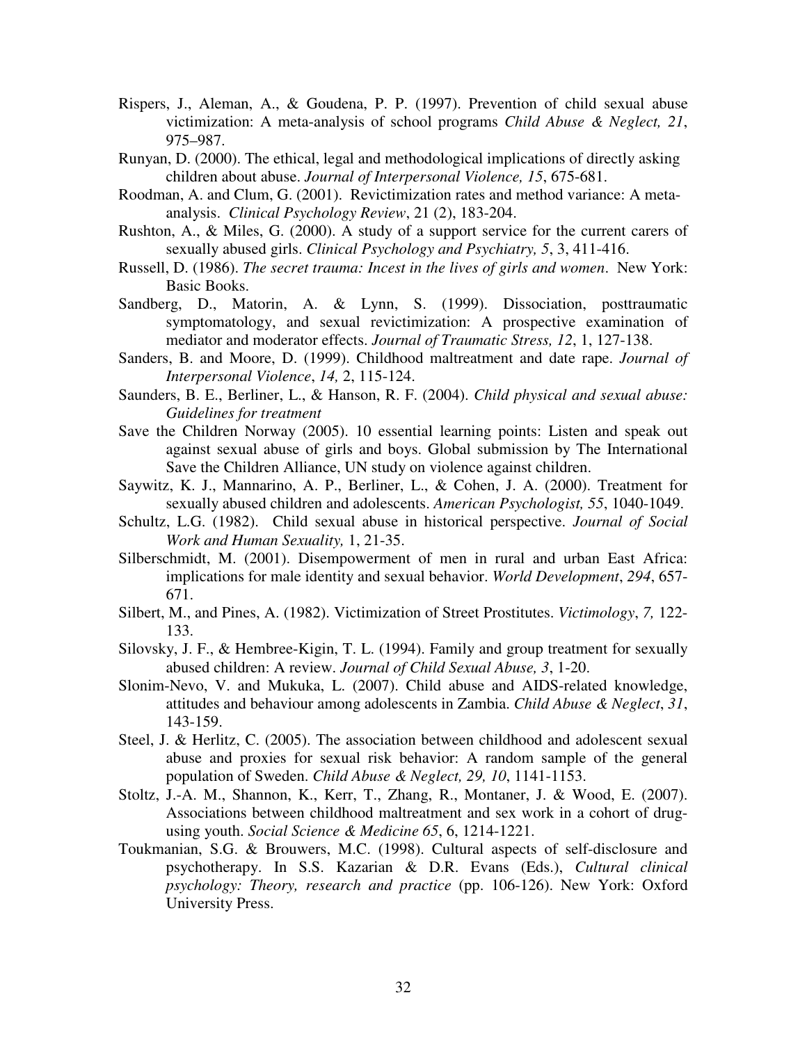Rispers, J., Aleman, A., & Goudena, P. P. (1997). Prevention of child sexual abuse victimization: A meta-analysis of school programs *Child Abuse & Neglect, 21*, 975–987.

Runyan, D. (2000). The ethical, legal and methodological implications of directly asking children about abuse. *Journal of Interpersonal Violence, 15*, 675-681.

Roodman, A. and Clum, G. (2001). Revictimization rates and method variance: A meta-analysis. *Clinical Psychology Review*, 21 (2), 183-204.

Rushton, A., & Miles, G. (2000). A study of a support service for the current carers of sexually abused girls. *Clinical Psychology and Psychiatry, 5*, 3, 411-416.

Russell, D. (1986). *The secret trauma: Incest in the lives of girls and women*. New York: Basic Books.

Sandberg, D., Matorin, A. & Lynn, S. (1999). Dissociation, posttraumatic symptomatology, and sexual revictimization: A prospective examination of mediator and moderator effects. *Journal of Traumatic Stress, 12*, 1, 127-138.

Sanders, B. and Moore, D. (1999). Childhood maltreatment and date rape. *Journal of Interpersonal Violence*, *14,* 2, 115-124.

Saunders, B. E., Berliner, L., & Hanson, R. F. (2004). *Child physical and sexual abuse: Guidelines for treatment*

Save the Children Norway (2005). 10 essential learning points: Listen and speak out against sexual abuse of girls and boys. Global submission by The International Save the Children Alliance, UN study on violence against children.

Saywitz, K. J., Mannarino, A. P., Berliner, L., & Cohen, J. A. (2000). Treatment for sexually abused children and adolescents. *American Psychologist, 55*, 1040-1049.

Schultz, L.G. (1982). Child sexual abuse in historical perspective. *Journal of Social Work and Human Sexuality,* 1, 21-35.

Silberschmidt, M. (2001). Disempowerment of men in rural and urban East Africa: implications for male identity and sexual behavior. *World Development*, *294*, 657-671.

Silbert, M., and Pines, A. (1982). Victimization of Street Prostitutes. *Victimology*, *7,* 122-133.

Silovsky, J. F., & Hembree-Kigin, T. L. (1994). Family and group treatment for sexually abused children: A review. *Journal of Child Sexual Abuse, 3*, 1-20.

Slonim-Nevo, V. and Mukuka, L. (2007). Child abuse and AIDS-related knowledge, attitudes and behaviour among adolescents in Zambia. *Child Abuse & Neglect*, *31*, 143-159.

Steel, J. & Herlitz, C. (2005). The association between childhood and adolescent sexual abuse and proxies for sexual risk behavior: A random sample of the general population of Sweden. *Child Abuse & Neglect, 29, 10*, 1141-1153.

Stoltz, J.-A. M., Shannon, K., Kerr, T., Zhang, R., Montaner, J. & Wood, E. (2007). Associations between childhood maltreatment and sex work in a cohort of drug-using youth. *Social Science & Medicine 65*, 6, 1214-1221.

Toukmanian, S.G. & Brouwers, M.C. (1998). Cultural aspects of self-disclosure and psychotherapy. In S.S. Kazarian & D.R. Evans (Eds.), *Cultural clinical psychology: Theory, research and practice* (pp. 106-126). New York: Oxford University Press.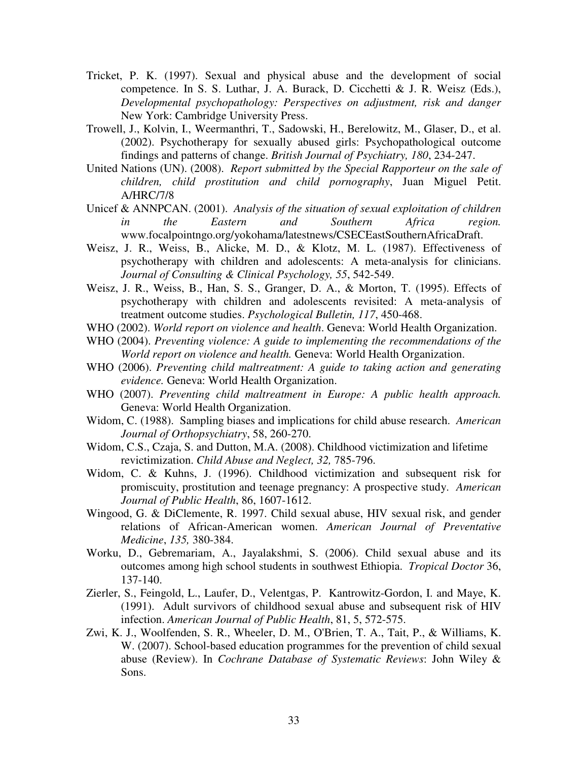Tricket, P. K. (1997). Sexual and physical abuse and the development of social competence. In S. S. Luthar, J. A. Burack, D. Cicchetti & J. R. Weisz (Eds.), *Developmental psychopathology: Perspectives on adjustment, risk and danger* New York: Cambridge University Press.

Trowell, J., Kolvin, I., Weermanthri, T., Sadowski, H., Berelowitz, M., Glaser, D., et al. (2002). Psychotherapy for sexually abused girls: Psychopathological outcome findings and patterns of change. *British Journal of Psychiatry, 180*, 234-247.

United Nations (UN). (2008). *Report submitted by the Special Rapporteur on the sale of children, child prostitution and child pornography*, Juan Miguel Petit. A/HRC/7/8

Unicef & ANNPCAN. (2001). *Analysis of the situation of sexual exploitation of children in the Eastern and Southern Africa region.* www.focalpointngo.org/yokohama/latestnews/CSECEastSouthernAfricaDraft.

Weisz, J. R., Weiss, B., Alicke, M. D., & Klotz, M. L. (1987). Effectiveness of psychotherapy with children and adolescents: A meta-analysis for clinicians. *Journal of Consulting & Clinical Psychology, 55*, 542-549.

Weisz, J. R., Weiss, B., Han, S. S., Granger, D. A., & Morton, T. (1995). Effects of psychotherapy with children and adolescents revisited: A meta-analysis of treatment outcome studies. *Psychological Bulletin, 117*, 450-468.

WHO (2002). *World report on violence and health*. Geneva: World Health Organization.

WHO (2004). *Preventing violence: A guide to implementing the recommendations of the World report on violence and health.* Geneva: World Health Organization.

WHO (2006). *Preventing child maltreatment: A guide to taking action and generating evidence.* Geneva: World Health Organization.

WHO (2007). *Preventing child maltreatment in Europe: A public health approach.* Geneva: World Health Organization.

Widom, C. (1988). Sampling biases and implications for child abuse research. *American Journal of Orthopsychiatry*, 58, 260-270.

Widom, C.S., Czaja, S. and Dutton, M.A. (2008). Childhood victimization and lifetime revictimization. *Child Abuse and Neglect, 32,* 785-796.

Widom, C. & Kuhns, J. (1996). Childhood victimization and subsequent risk for promiscuity, prostitution and teenage pregnancy: A prospective study. *American Journal of Public Health*, 86, 1607-1612.

Wingood, G. & DiClemente, R. 1997. Child sexual abuse, HIV sexual risk, and gender relations of African-American women. *American Journal of Preventative Medicine*, *135,* 380-384.

Worku, D., Gebremariam, A., Jayalakshmi, S. (2006). Child sexual abuse and its outcomes among high school students in southwest Ethiopia. *Tropical Doctor* 36, 137-140.

Zierler, S., Feingold, L., Laufer, D., Velentgas, P. Kantrowitz-Gordon, I. and Maye, K. (1991). Adult survivors of childhood sexual abuse and subsequent risk of HIV infection. *American Journal of Public Health*, 81, 5, 572-575.

Zwi, K. J., Woolfenden, S. R., Wheeler, D. M., O'Brien, T. A., Tait, P., & Williams, K. W. (2007). School-based education programmes for the prevention of child sexual abuse (Review). In *Cochrane Database of Systematic Reviews*: John Wiley & Sons.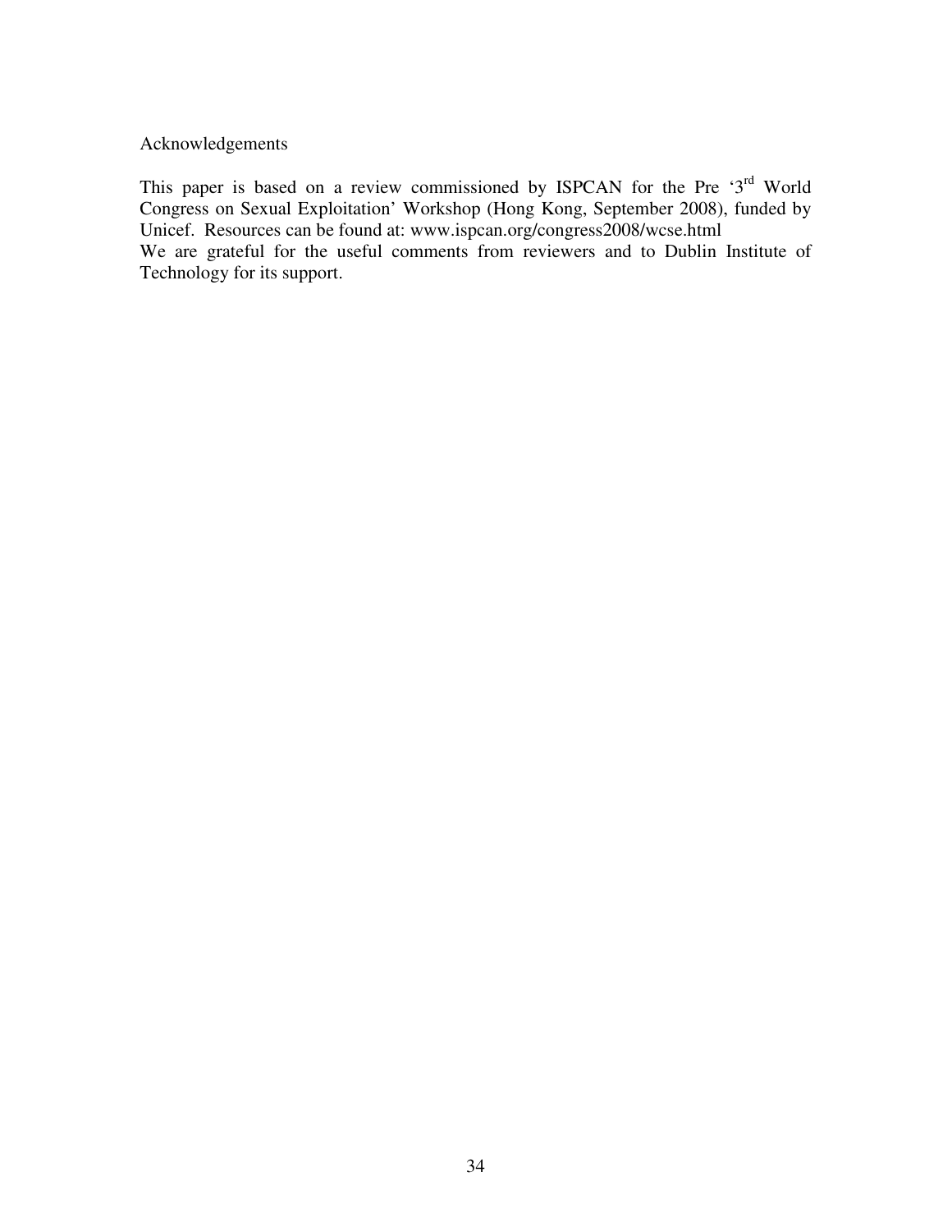Acknowledgements

This paper is based on a review commissioned by ISPCAN for the Pre ‘3rd World Congress on Sexual Exploitation’ Workshop (Hong Kong, September 2008), funded by Unicef. Resources can be found at: www.ispcan.org/congress2008/wcse.html

We are grateful for the useful comments from reviewers and to Dublin Institute of Technology for its support.